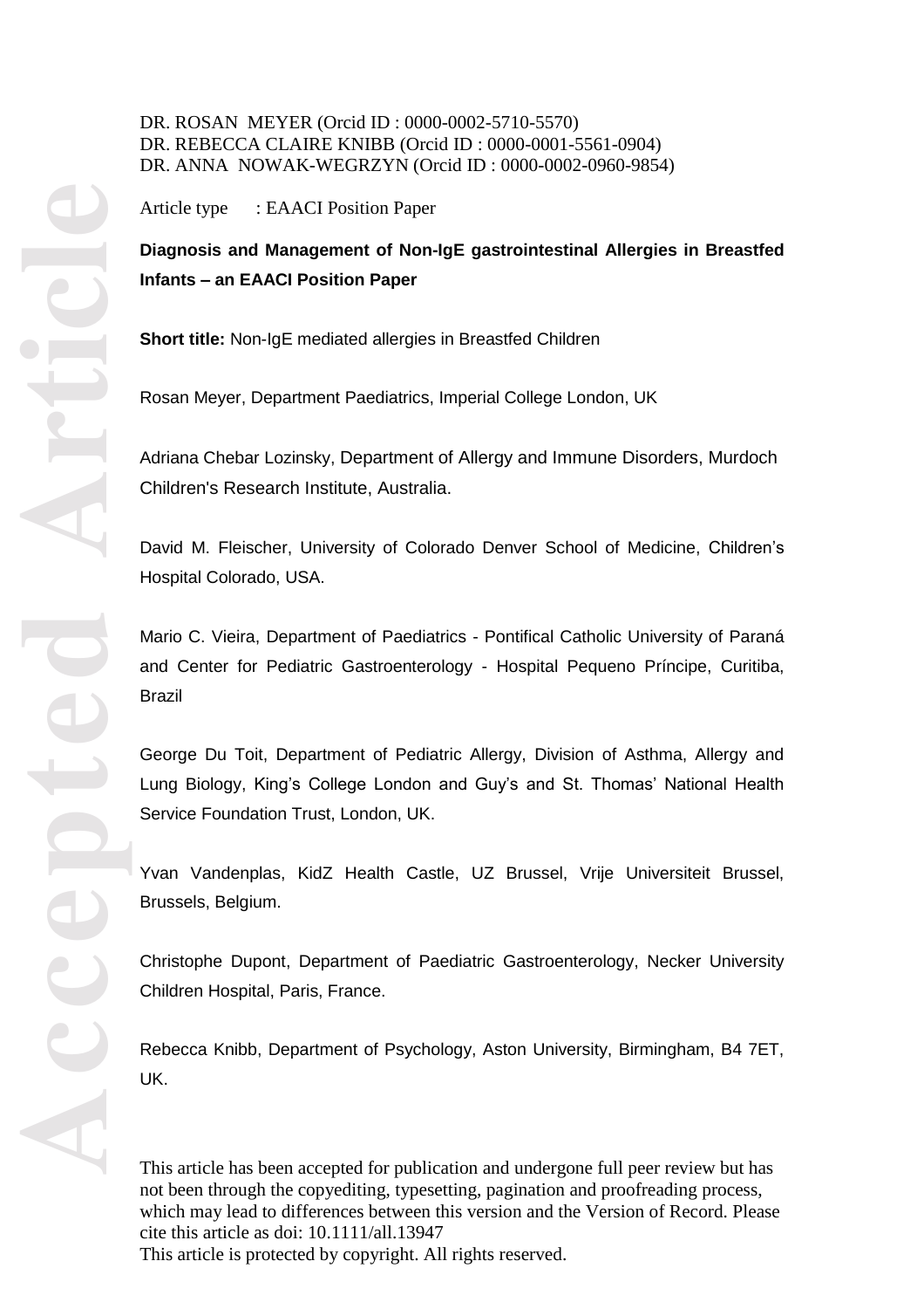DR. ROSAN MEYER (Orcid ID : 0000-0002-5710-5570)
DR. REBECCA CLAIRE KNIBB (Orcid ID : 0000-0001-5561-0904)
DR. ANNA NOWAK-WEGRZYN (Orcid ID : 0000-0002-0960-9854)

Article type : EAACI Position Paper

# Diagnosis and Management of Non-IgE gastrointestinal Allergies in Breastfed Infants – an EAACI Position Paper

**Short title:** Non-IgE mediated allergies in Breastfed Children

Rosan Meyer, Department Paediatrics, Imperial College London, UK

Adriana Chebar Lozinsky, Department of Allergy and Immune Disorders, Murdoch Children's Research Institute, Australia.

David M. Fleischer, University of Colorado Denver School of Medicine, Children's Hospital Colorado, USA.

Mario C. Vieira, Department of Paediatrics - Pontifical Catholic University of Paraná and Center for Pediatric Gastroenterology - Hospital Pequeno Príncipe, Curitiba, Brazil

George Du Toit, Department of Pediatric Allergy, Division of Asthma, Allergy and Lung Biology, King's College London and Guy's and St. Thomas' National Health Service Foundation Trust, London, UK.

Yvan Vandenplas, KidZ Health Castle, UZ Brussel, Vrije Universiteit Brussel, Brussels, Belgium.

Christophe Dupont, Department of Paediatric Gastroenterology, Necker University Children Hospital, Paris, France.

Rebecca Knibb, Department of Psychology, Aston University, Birmingham, B4 7ET, UK.

This article has been accepted for publication and undergone full peer review but has not been through the copyediting, typesetting, pagination and proofreading process, which may lead to differences between this version and the Version of Record. Please cite this article as doi: 10.1111/all.13947
This article is protected by copyright. All rights reserved.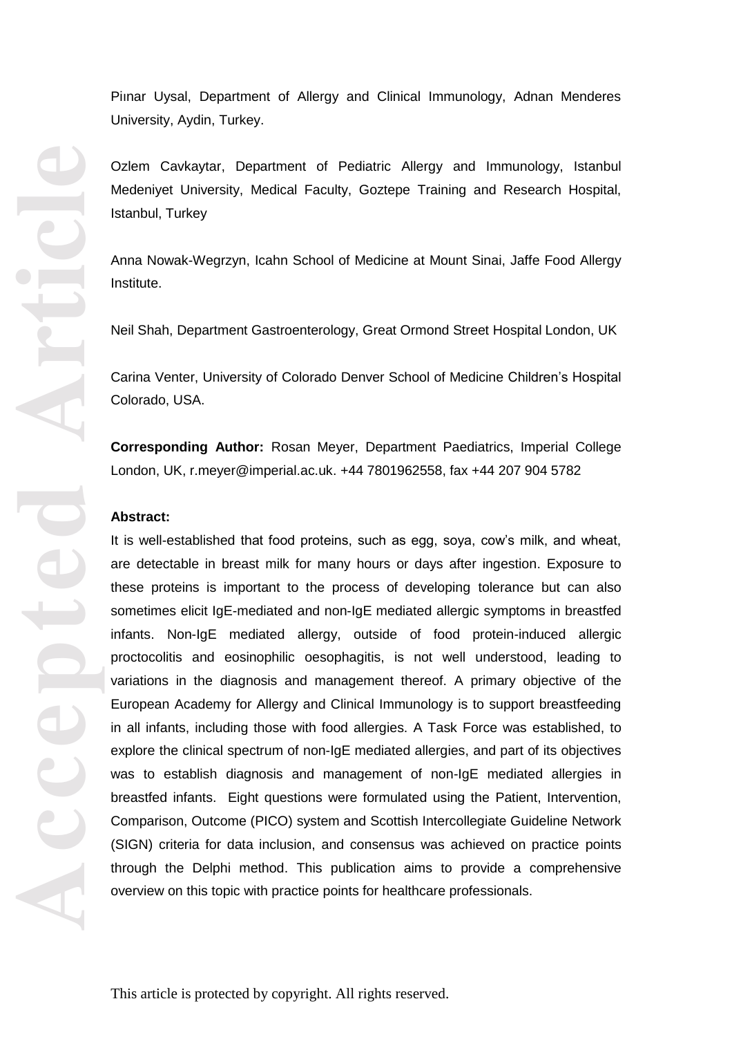Piınar Uysal, Department of Allergy and Clinical Immunology, Adnan Menderes University, Aydin, Turkey.

Ozlem Cavkaytar, Department of Pediatric Allergy and Immunology, Istanbul Medeniyet University, Medical Faculty, Goztepe Training and Research Hospital, Istanbul, Turkey

Anna Nowak-Wegrzyn, Icahn School of Medicine at Mount Sinai, Jaffe Food Allergy Institute.

Neil Shah, Department Gastroenterology, Great Ormond Street Hospital London, UK

Carina Venter, University of Colorado Denver School of Medicine Children's Hospital Colorado, USA.

**Corresponding Author:** Rosan Meyer, Department Paediatrics, Imperial College London, UK, r.meyer@imperial.ac.uk. +44 7801962558, fax +44 207 904 5782

**Abstract:**

It is well-established that food proteins, such as egg, soya, cow's milk, and wheat, are detectable in breast milk for many hours or days after ingestion. Exposure to these proteins is important to the process of developing tolerance but can also sometimes elicit IgE-mediated and non-IgE mediated allergic symptoms in breastfed infants. Non-IgE mediated allergy, outside of food protein-induced allergic proctocolitis and eosinophilic oesophagitis, is not well understood, leading to variations in the diagnosis and management thereof. A primary objective of the European Academy for Allergy and Clinical Immunology is to support breastfeeding in all infants, including those with food allergies. A Task Force was established, to explore the clinical spectrum of non-IgE mediated allergies, and part of its objectives was to establish diagnosis and management of non-IgE mediated allergies in breastfed infants. Eight questions were formulated using the Patient, Intervention, Comparison, Outcome (PICO) system and Scottish Intercollegiate Guideline Network (SIGN) criteria for data inclusion, and consensus was achieved on practice points through the Delphi method. This publication aims to provide a comprehensive overview on this topic with practice points for healthcare professionals.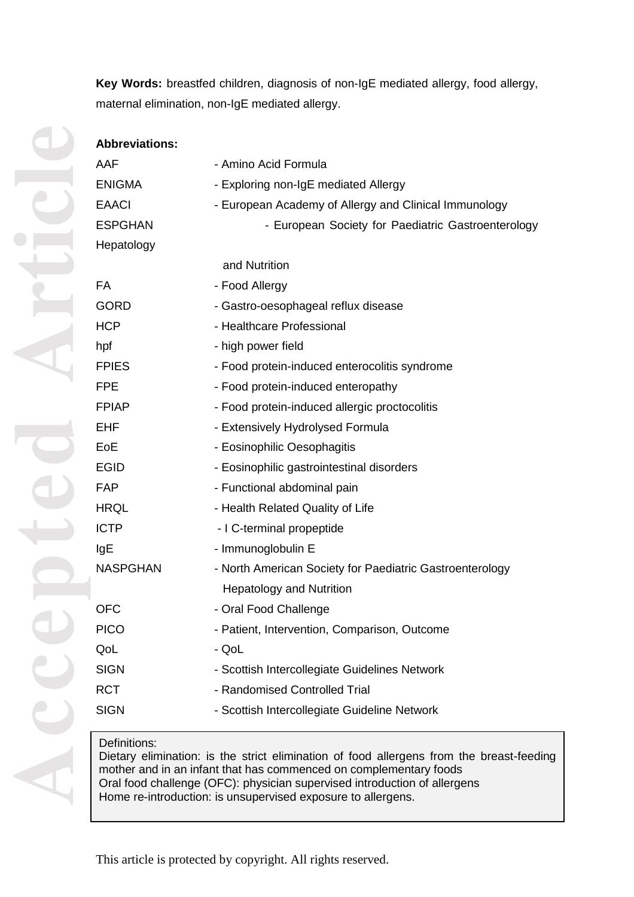**Key Words:** breastfed children, diagnosis of non-IgE mediated allergy, food allergy, maternal elimination, non-IgE mediated allergy.

**Abbreviations:**

| | |
|---|---|
| AAF | - Amino Acid Formula |
| ENIGMA | - Exploring non-IgE mediated Allergy |
| EAACI | - European Academy of Allergy and Clinical Immunology |
| ESPGHAN | - European Society for Paediatric Gastroenterology Hepatology and Nutrition |
| FA | - Food Allergy |
| GORD | - Gastro-oesophageal reflux disease |
| HCP | - Healthcare Professional |
| hpf | - high power field |
| FPIES | - Food protein-induced enterocolitis syndrome |
| FPE | - Food protein-induced enteropathy |
| FPIAP | - Food protein-induced allergic proctocolitis |
| EHF | - Extensively Hydrolysed Formula |
| EoE | - Eosinophilic Oesophagitis |
| EGID | - Eosinophilic gastrointestinal disorders |
| FAP | - Functional abdominal pain |
| HRQL | - Health Related Quality of Life |
| ICTP | - I C-terminal propeptide |
| IgE | - Immunoglobulin E |
| NASPGHAN | - North American Society for Paediatric Gastroenterology Hepatology and Nutrition |
| OFC | - Oral Food Challenge |
| PICO | - Patient, Intervention, Comparison, Outcome |
| QoL | - QoL |
| SIGN | - Scottish Intercollegiate Guidelines Network |
| RCT | - Randomised Controlled Trial |
| SIGN | - Scottish Intercollegiate Guideline Network |

Definitions:
Dietary elimination: is the strict elimination of food allergens from the breast-feeding mother and in an infant that has commenced on complementary foods
Oral food challenge (OFC): physician supervised introduction of allergens
Home re-introduction: is unsupervised exposure to allergens.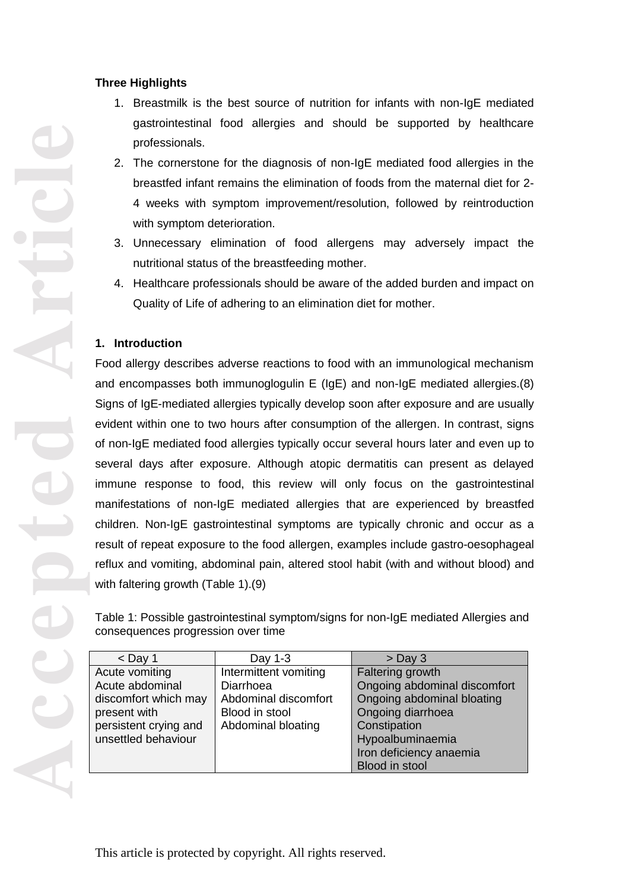**Three Highlights**

1. Breastmilk is the best source of nutrition for infants with non-IgE mediated gastrointestinal food allergies and should be supported by healthcare professionals.
2. The cornerstone for the diagnosis of non-IgE mediated food allergies in the breastfed infant remains the elimination of foods from the maternal diet for 2-4 weeks with symptom improvement/resolution, followed by reintroduction with symptom deterioration.
3. Unnecessary elimination of food allergens may adversely impact the nutritional status of the breastfeeding mother.
4. Healthcare professionals should be aware of the added burden and impact on Quality of Life of adhering to an elimination diet for mother.

## 1. Introduction

Food allergy describes adverse reactions to food with an immunological mechanism and encompasses both immunoglogulin E (IgE) and non-IgE mediated allergies.(8) Signs of IgE-mediated allergies typically develop soon after exposure and are usually evident within one to two hours after consumption of the allergen. In contrast, signs of non-IgE mediated food allergies typically occur several hours later and even up to several days after exposure. Although atopic dermatitis can present as delayed immune response to food, this review will only focus on the gastrointestinal manifestations of non-IgE mediated allergies that are experienced by breastfed children. Non-IgE gastrointestinal symptoms are typically chronic and occur as a result of repeat exposure to the food allergen, examples include gastro-oesophageal reflux and vomiting, abdominal pain, altered stool habit (with and without blood) and with faltering growth (Table 1).(9)

Table 1: Possible gastrointestinal symptom/signs for non-IgE mediated Allergies and consequences progression over time

| < Day 1 | Day 1-3 | > Day 3 |
|---|---|---|
| Acute vomiting<br>Acute abdominal discomfort which may present with persistent crying and unsettled behaviour | Intermittent vomiting<br>Diarrhoea<br>Abdominal discomfort<br>Blood in stool<br>Abdominal bloating | Faltering growth<br>Ongoing abdominal discomfort<br>Ongoing abdominal bloating<br>Ongoing diarrhoea<br>Constipation<br>Hypoalbuminaemia<br>Iron deficiency anaemia<br>Blood in stool |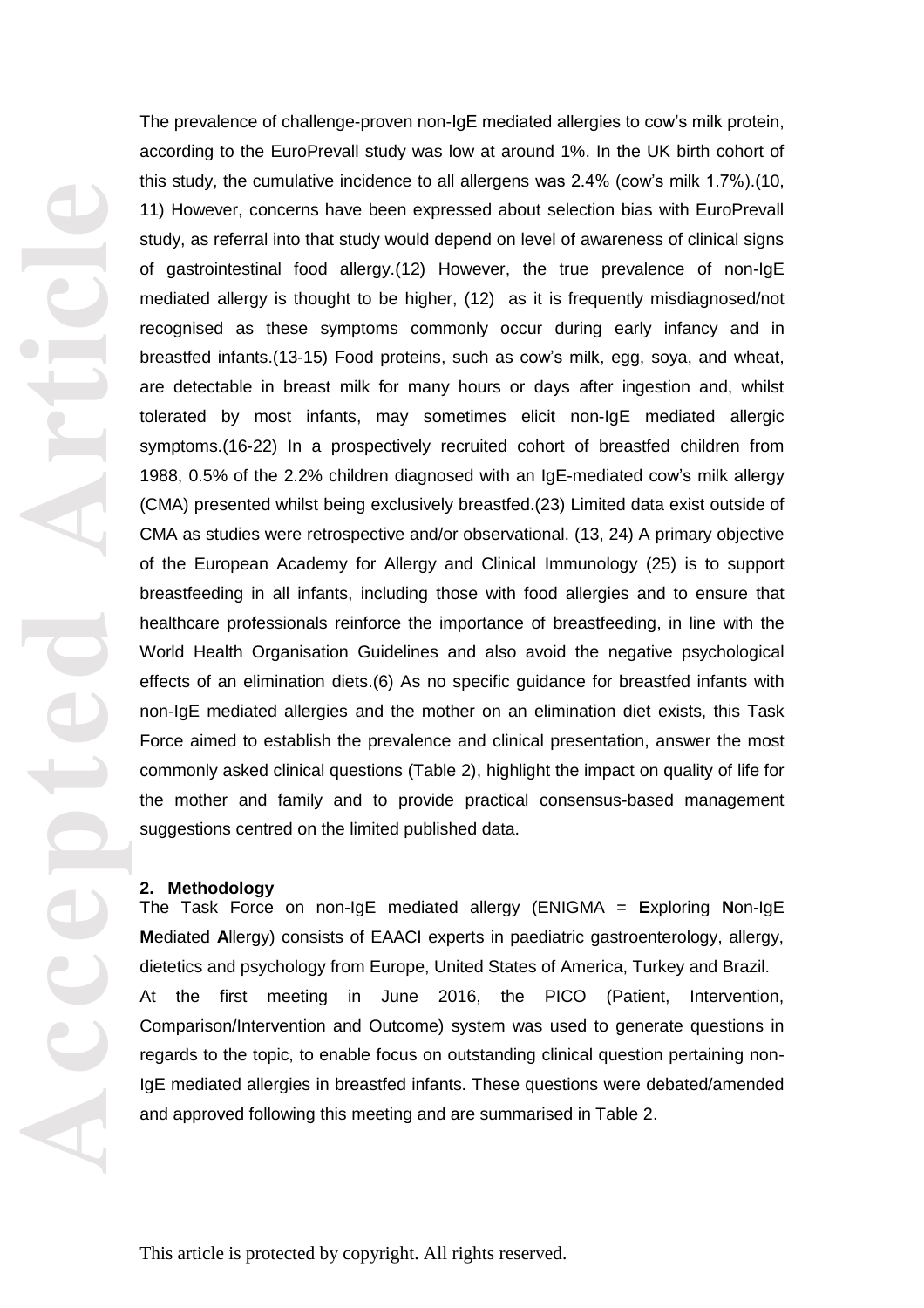The prevalence of challenge-proven non-IgE mediated allergies to cow's milk protein, according to the EuroPrevall study was low at around 1%. In the UK birth cohort of this study, the cumulative incidence to all allergens was 2.4% (cow's milk 1.7%).(10, 11) However, concerns have been expressed about selection bias with EuroPrevall study, as referral into that study would depend on level of awareness of clinical signs of gastrointestinal food allergy.(12) However, the true prevalence of non-IgE mediated allergy is thought to be higher, (12) as it is frequently misdiagnosed/not recognised as these symptoms commonly occur during early infancy and in breastfed infants.(13-15) Food proteins, such as cow's milk, egg, soya, and wheat, are detectable in breast milk for many hours or days after ingestion and, whilst tolerated by most infants, may sometimes elicit non-IgE mediated allergic symptoms.(16-22) In a prospectively recruited cohort of breastfed children from 1988, 0.5% of the 2.2% children diagnosed with an IgE-mediated cow's milk allergy (CMA) presented whilst being exclusively breastfed.(23) Limited data exist outside of CMA as studies were retrospective and/or observational. (13, 24) A primary objective of the European Academy for Allergy and Clinical Immunology (25) is to support breastfeeding in all infants, including those with food allergies and to ensure that healthcare professionals reinforce the importance of breastfeeding, in line with the World Health Organisation Guidelines and also avoid the negative psychological effects of an elimination diets.(6) As no specific guidance for breastfed infants with non-IgE mediated allergies and the mother on an elimination diet exists, this Task Force aimed to establish the prevalence and clinical presentation, answer the most commonly asked clinical questions (Table 2), highlight the impact on quality of life for the mother and family and to provide practical consensus-based management suggestions centred on the limited published data.

## 2. Methodology

The Task Force on non-IgE mediated allergy (ENIGMA = **E**xploring **N**on-IgE **M**ediated **A**llergy) consists of EAACI experts in paediatric gastroenterology, allergy, dietetics and psychology from Europe, United States of America, Turkey and Brazil.

At the first meeting in June 2016, the PICO (Patient, Intervention, Comparison/Intervention and Outcome) system was used to generate questions in regards to the topic, to enable focus on outstanding clinical question pertaining non-IgE mediated allergies in breastfed infants. These questions were debated/amended and approved following this meeting and are summarised in Table 2.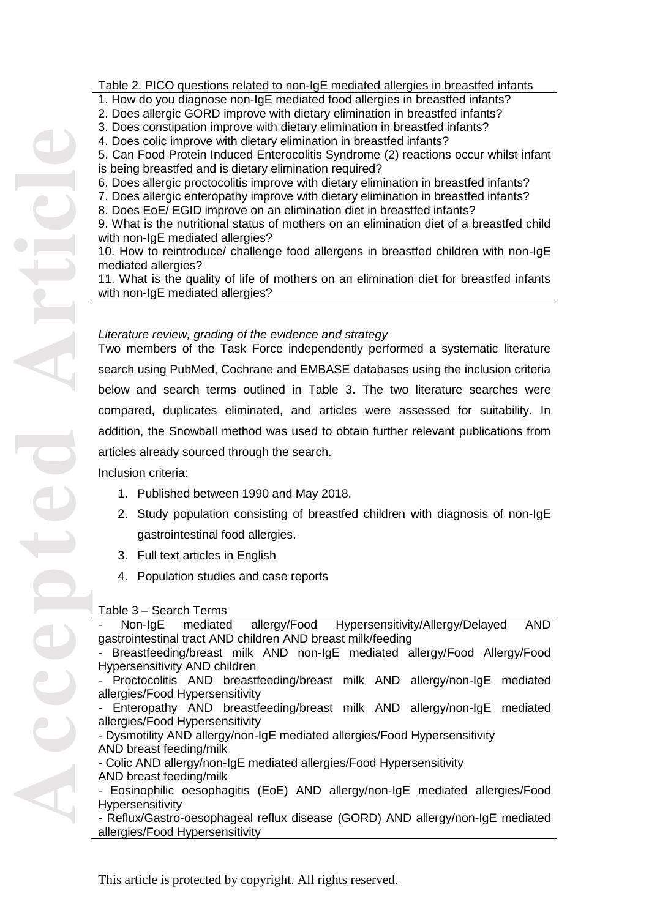Table 2. PICO questions related to non-IgE mediated allergies in breastfed infants

1. How do you diagnose non-IgE mediated food allergies in breastfed infants?
2. Does allergic GORD improve with dietary elimination in breastfed infants?
3. Does constipation improve with dietary elimination in breastfed infants?
4. Does colic improve with dietary elimination in breastfed infants?
5. Can Food Protein Induced Enterocolitis Syndrome (2) reactions occur whilst infant is being breastfed and is dietary elimination required?
6. Does allergic proctocolitis improve with dietary elimination in breastfed infants?
7. Does allergic enteropathy improve with dietary elimination in breastfed infants?
8. Does EoE/ EGID improve on an elimination diet in breastfed infants?
9. What is the nutritional status of mothers on an elimination diet of a breastfed child with non-IgE mediated allergies?
10. How to reintroduce/ challenge food allergens in breastfed children with non-IgE mediated allergies?
11. What is the quality of life of mothers on an elimination diet for breastfed infants with non-IgE mediated allergies?

*Literature review, grading of the evidence and strategy*

Two members of the Task Force independently performed a systematic literature search using PubMed, Cochrane and EMBASE databases using the inclusion criteria below and search terms outlined in Table 3. The two literature searches were compared, duplicates eliminated, and articles were assessed for suitability. In addition, the Snowball method was used to obtain further relevant publications from articles already sourced through the search.

Inclusion criteria:

1. Published between 1990 and May 2018.
2. Study population consisting of breastfed children with diagnosis of non-IgE gastrointestinal food allergies.
3. Full text articles in English
4. Population studies and case reports

Table 3 – Search Terms

- Non-IgE mediated allergy/Food Hypersensitivity/Allergy/Delayed AND gastrointestinal tract AND children AND breast milk/feeding
- Breastfeeding/breast milk AND non-IgE mediated allergy/Food Allergy/Food Hypersensitivity AND children
- Proctocolitis AND breastfeeding/breast milk AND allergy/non-IgE mediated allergies/Food Hypersensitivity
- Enteropathy AND breastfeeding/breast milk AND allergy/non-IgE mediated allergies/Food Hypersensitivity
- Dysmotility AND allergy/non-IgE mediated allergies/Food Hypersensitivity AND breast feeding/milk
- Colic AND allergy/non-IgE mediated allergies/Food Hypersensitivity AND breast feeding/milk
- Eosinophilic oesophagitis (EoE) AND allergy/non-IgE mediated allergies/Food Hypersensitivity
- Reflux/Gastro-oesophageal reflux disease (GORD) AND allergy/non-IgE mediated allergies/Food Hypersensitivity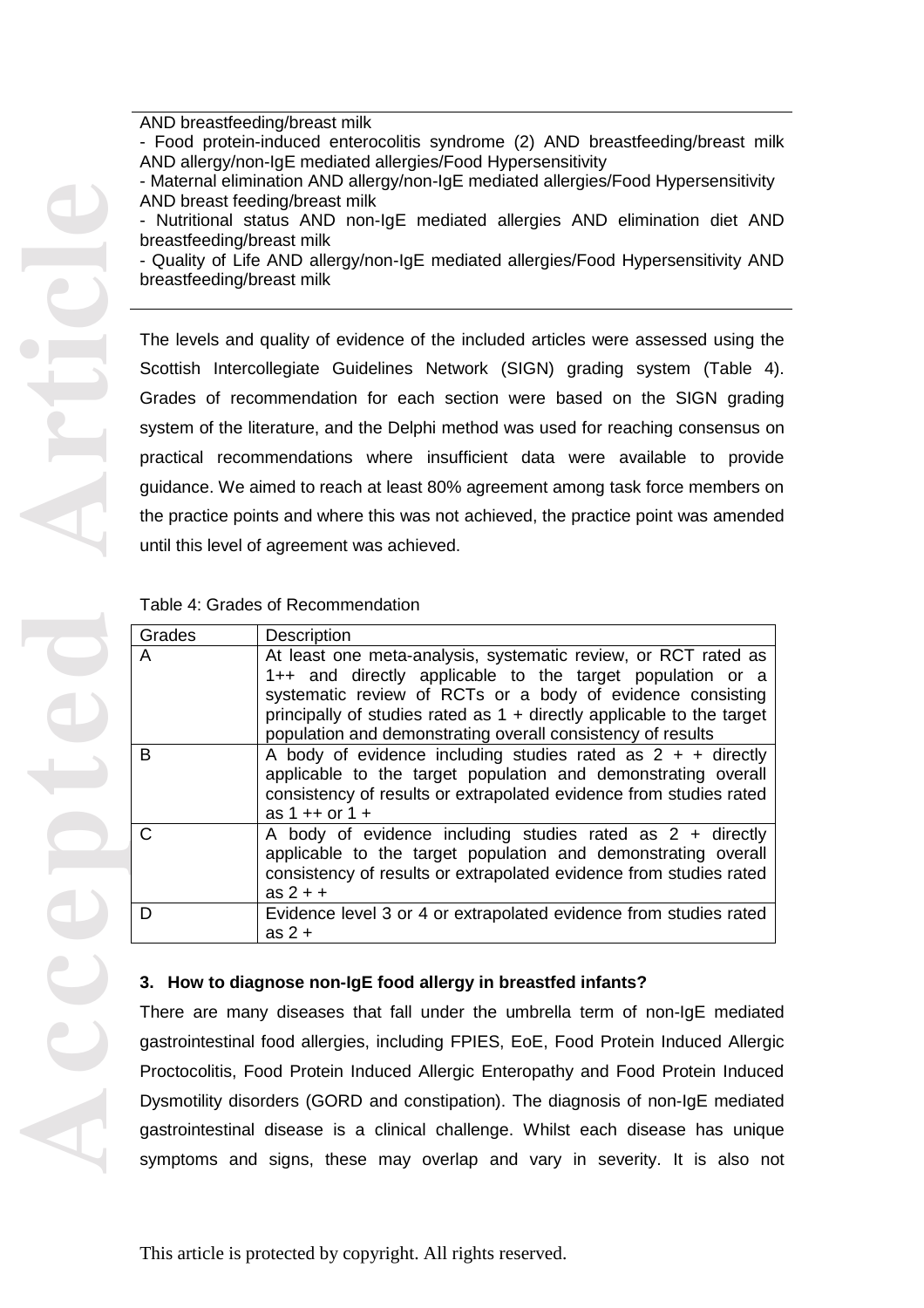AND breastfeeding/breast milk

- Food protein-induced enterocolitis syndrome (2) AND breastfeeding/breast milk AND allergy/non-IgE mediated allergies/Food Hypersensitivity
- Maternal elimination AND allergy/non-IgE mediated allergies/Food Hypersensitivity AND breast feeding/breast milk
- Nutritional status AND non-IgE mediated allergies AND elimination diet AND breastfeeding/breast milk
- Quality of Life AND allergy/non-IgE mediated allergies/Food Hypersensitivity AND breastfeeding/breast milk

The levels and quality of evidence of the included articles were assessed using the Scottish Intercollegiate Guidelines Network (SIGN) grading system (Table 4). Grades of recommendation for each section were based on the SIGN grading system of the literature, and the Delphi method was used for reaching consensus on practical recommendations where insufficient data were available to provide guidance. We aimed to reach at least 80% agreement among task force members on the practice points and where this was not achieved, the practice point was amended until this level of agreement was achieved.

Table 4: Grades of Recommendation

| Grades | Description |
|---|---|
| A | At least one meta-analysis, systematic review, or RCT rated as 1++ and directly applicable to the target population or a systematic review of RCTs or a body of evidence consisting principally of studies rated as 1 + directly applicable to the target population and demonstrating overall consistency of results |
| B | A body of evidence including studies rated as 2 + + directly applicable to the target population and demonstrating overall consistency of results or extrapolated evidence from studies rated as 1 ++ or 1 + |
| C | A body of evidence including studies rated as 2 + directly applicable to the target population and demonstrating overall consistency of results or extrapolated evidence from studies rated as 2 + + |
| D | Evidence level 3 or 4 or extrapolated evidence from studies rated as 2 + |

## 3. How to diagnose non-IgE food allergy in breastfed infants?

There are many diseases that fall under the umbrella term of non-IgE mediated gastrointestinal food allergies, including FPIES, EoE, Food Protein Induced Allergic Proctocolitis, Food Protein Induced Allergic Enteropathy and Food Protein Induced Dysmotility disorders (GORD and constipation). The diagnosis of non-IgE mediated gastrointestinal disease is a clinical challenge. Whilst each disease has unique symptoms and signs, these may overlap and vary in severity. It is also not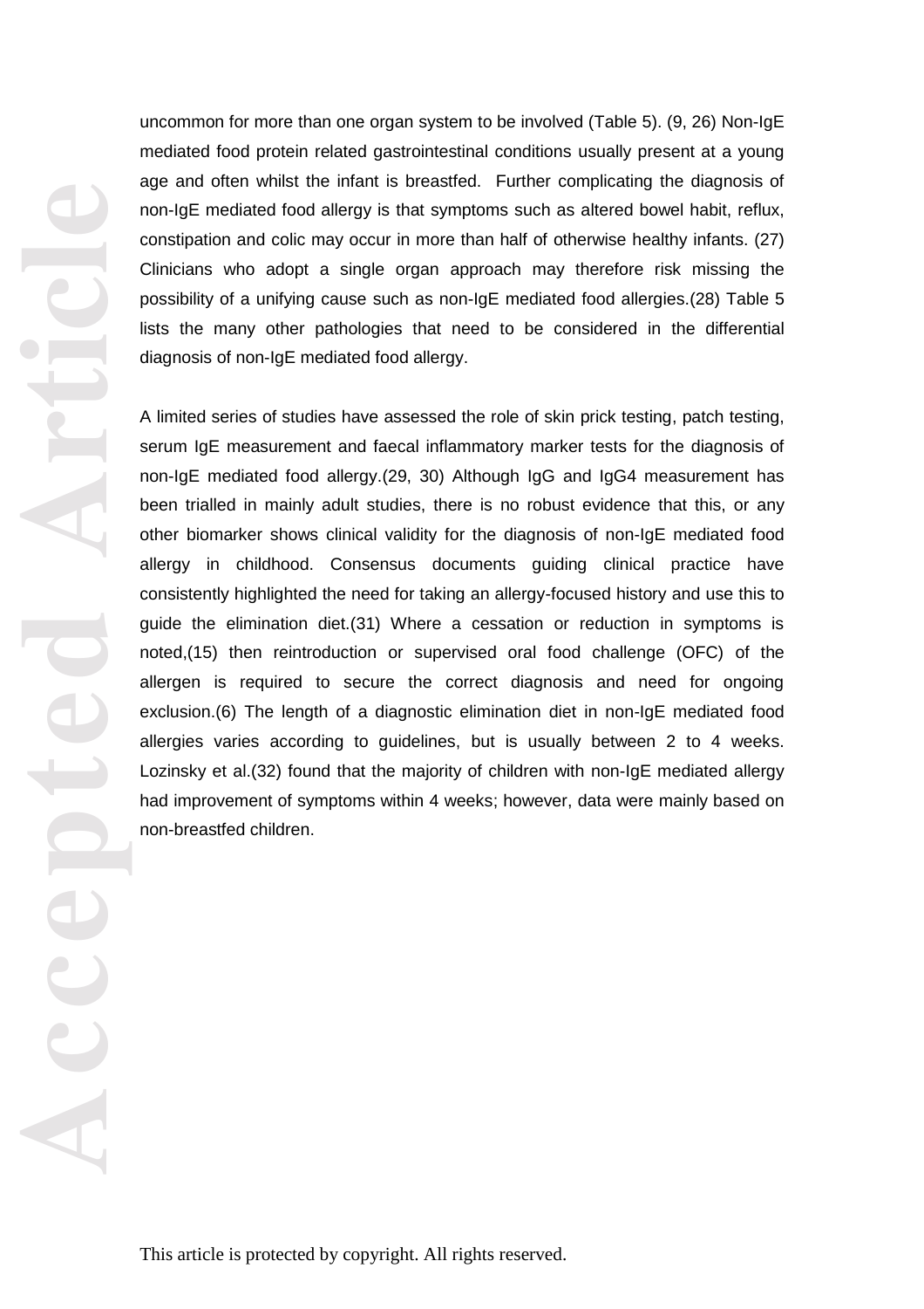uncommon for more than one organ system to be involved (Table 5). (9, 26) Non-IgE mediated food protein related gastrointestinal conditions usually present at a young age and often whilst the infant is breastfed. Further complicating the diagnosis of non-IgE mediated food allergy is that symptoms such as altered bowel habit, reflux, constipation and colic may occur in more than half of otherwise healthy infants. (27) Clinicians who adopt a single organ approach may therefore risk missing the possibility of a unifying cause such as non-IgE mediated food allergies.(28) Table 5 lists the many other pathologies that need to be considered in the differential diagnosis of non-IgE mediated food allergy.

A limited series of studies have assessed the role of skin prick testing, patch testing, serum IgE measurement and faecal inflammatory marker tests for the diagnosis of non-IgE mediated food allergy.(29, 30) Although IgG and IgG4 measurement has been trialled in mainly adult studies, there is no robust evidence that this, or any other biomarker shows clinical validity for the diagnosis of non-IgE mediated food allergy in childhood. Consensus documents guiding clinical practice have consistently highlighted the need for taking an allergy-focused history and use this to guide the elimination diet.(31) Where a cessation or reduction in symptoms is noted,(15) then reintroduction or supervised oral food challenge (OFC) of the allergen is required to secure the correct diagnosis and need for ongoing exclusion.(6) The length of a diagnostic elimination diet in non-IgE mediated food allergies varies according to guidelines, but is usually between 2 to 4 weeks. Lozinsky et al.(32) found that the majority of children with non-IgE mediated allergy had improvement of symptoms within 4 weeks; however, data were mainly based on non-breastfed children.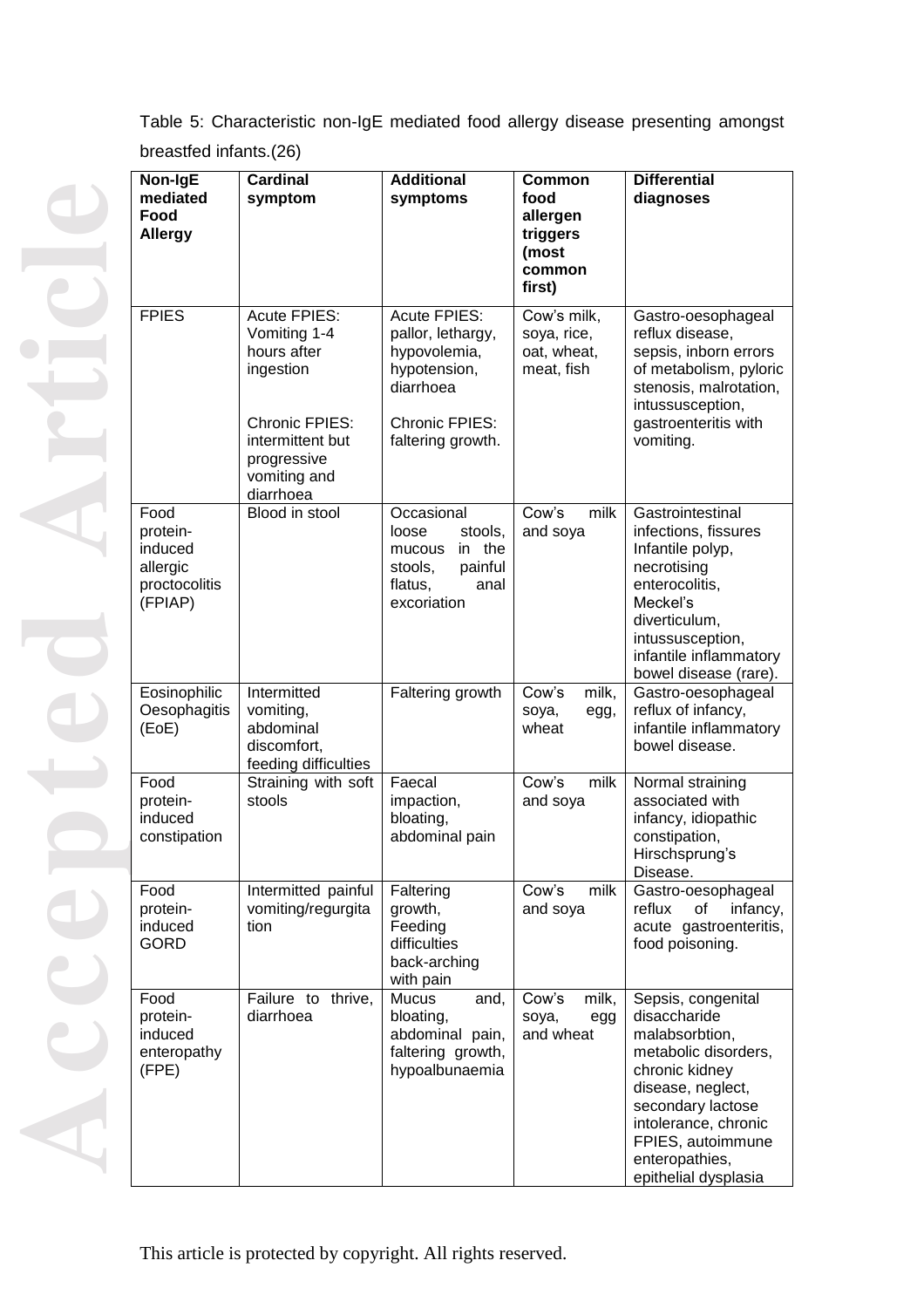Table 5: Characteristic non-IgE mediated food allergy disease presenting amongst breastfed infants.(26)

| Non-IgE mediated Food Allergy | Cardinal symptom | Additional symptoms | Common food allergen triggers (most common first) | Differential diagnoses |
|---|---|---|---|---|
| FPIES | Acute FPIES: Vomiting 1-4 hours after ingestion<br><br>Chronic FPIES: intermittent but progressive vomiting and diarrhoea | Acute FPIES: pallor, lethargy, hypovolemia, hypotension, diarrhoea<br><br>Chronic FPIES: faltering growth. | Cow's milk, soya, rice, oat, wheat, meat, fish | Gastro-oesophageal reflux disease, sepsis, inborn errors of metabolism, pyloric stenosis, malrotation, intussusception, gastroenteritis with vomiting. |
| Food protein-induced allergic proctocolitis (FPIAP) | Blood in stool | Occasional loose stools, mucous in the stools, painful flatus, anal excoriation | Cow's milk and soya | Gastrointestinal infections, fissures Infantile polyp, necrotising enterocolitis, Meckel's diverticulum, intussusception, infantile inflammatory bowel disease (rare). |
| Eosinophilic Oesophagitis (EoE) | Intermitted vomiting, abdominal discomfort, feeding difficulties | Faltering growth | Cow's milk, soya, egg, wheat | Gastro-oesophageal reflux of infancy, infantile inflammatory bowel disease. |
| Food protein-induced constipation | Straining with soft stools | Faecal impaction, bloating, abdominal pain | Cow's milk and soya | Normal straining associated with infancy, idiopathic constipation, Hirschsprung's Disease. |
| Food protein-induced GORD | Intermitted painful vomiting/regurgitation | Faltering growth, Feeding difficulties back-arching with pain | Cow's milk and soya | Gastro-oesophageal reflux of infancy, acute gastroenteritis, food poisoning. |
| Food protein-induced enteropathy (FPE) | Failure to thrive, diarrhoea | Mucus and, bloating, abdominal pain, faltering growth, hypoalbunaemia | Cow's milk, soya, egg and wheat | Sepsis, congenital disaccharide malabsorbtion, metabolic disorders, chronic kidney disease, neglect, secondary lactose intolerance, chronic FPIES, autoimmune enteropathies, epithelial dysplasia |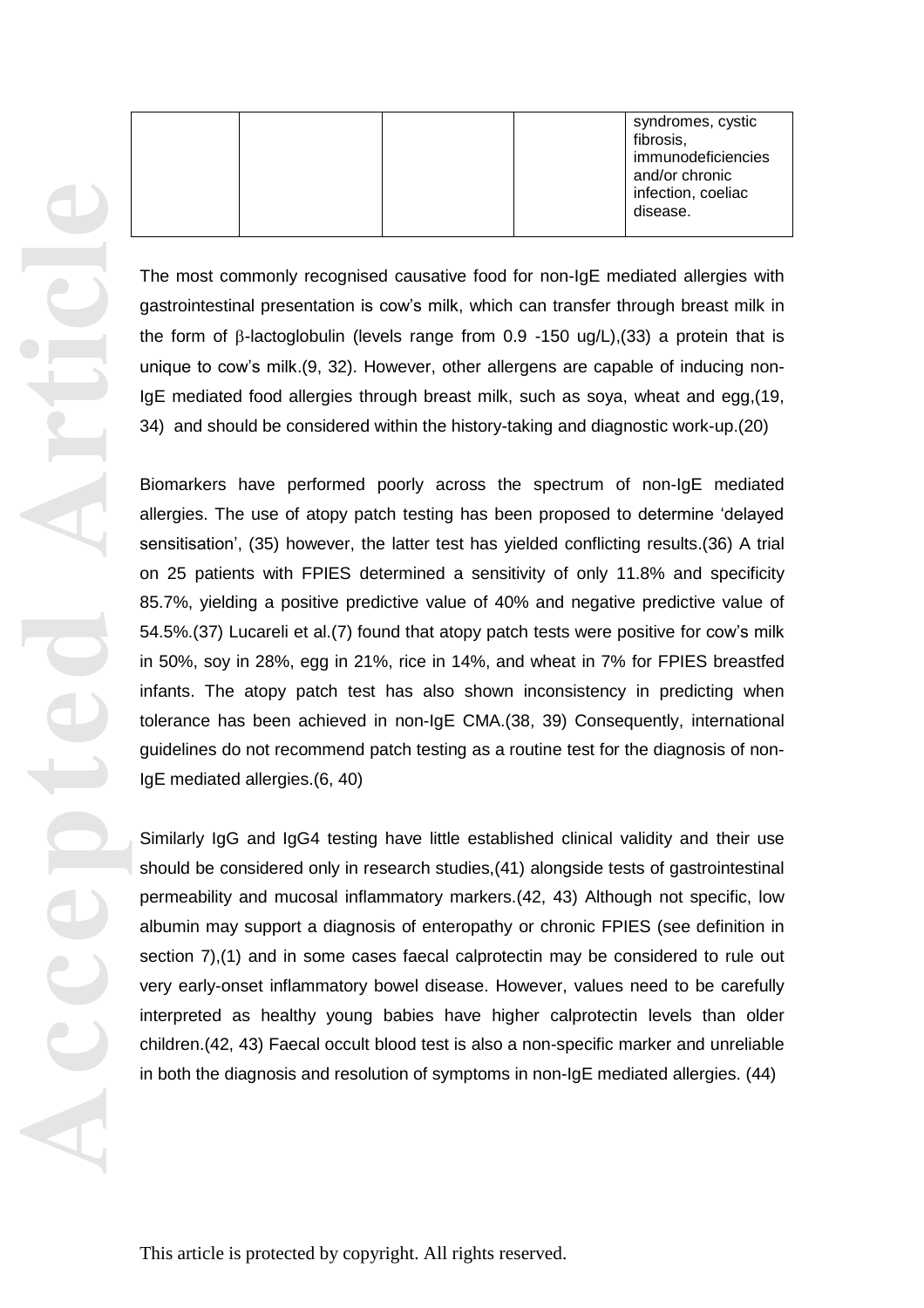| | | | | syndromes, cystic fibrosis, immunodeficiencies and/or chronic infection, coeliac disease. |
|---|---|---|---|---|

The most commonly recognised causative food for non-IgE mediated allergies with gastrointestinal presentation is cow's milk, which can transfer through breast milk in the form of β-lactoglobulin (levels range from 0.9 -150 ug/L),(33) a protein that is unique to cow's milk.(9, 32). However, other allergens are capable of inducing non-IgE mediated food allergies through breast milk, such as soya, wheat and egg,(19, 34) and should be considered within the history-taking and diagnostic work-up.(20)

Biomarkers have performed poorly across the spectrum of non-IgE mediated allergies. The use of atopy patch testing has been proposed to determine 'delayed sensitisation', (35) however, the latter test has yielded conflicting results.(36) A trial on 25 patients with FPIES determined a sensitivity of only 11.8% and specificity 85.7%, yielding a positive predictive value of 40% and negative predictive value of 54.5%.(37) Lucareli et al.(7) found that atopy patch tests were positive for cow's milk in 50%, soy in 28%, egg in 21%, rice in 14%, and wheat in 7% for FPIES breastfed infants. The atopy patch test has also shown inconsistency in predicting when tolerance has been achieved in non-IgE CMA.(38, 39) Consequently, international guidelines do not recommend patch testing as a routine test for the diagnosis of non-IgE mediated allergies.(6, 40)

Similarly IgG and IgG4 testing have little established clinical validity and their use should be considered only in research studies,(41) alongside tests of gastrointestinal permeability and mucosal inflammatory markers.(42, 43) Although not specific, low albumin may support a diagnosis of enteropathy or chronic FPIES (see definition in section 7),(1) and in some cases faecal calprotectin may be considered to rule out very early-onset inflammatory bowel disease. However, values need to be carefully interpreted as healthy young babies have higher calprotectin levels than older children.(42, 43) Faecal occult blood test is also a non-specific marker and unreliable in both the diagnosis and resolution of symptoms in non-IgE mediated allergies. (44)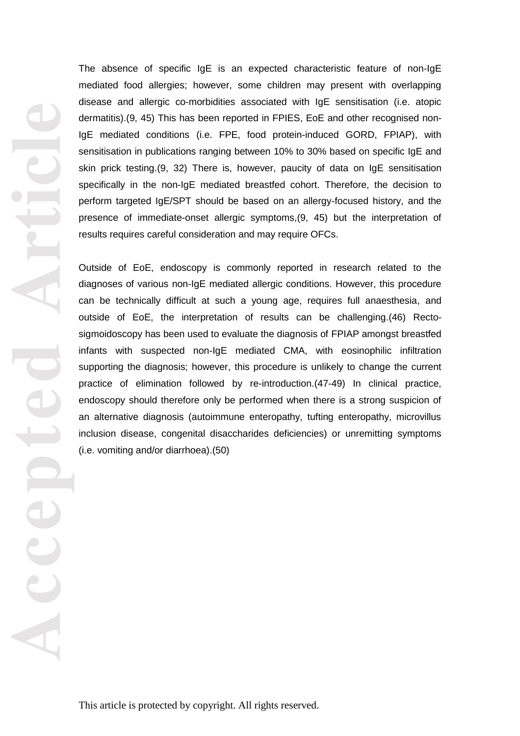The absence of specific IgE is an expected characteristic feature of non-IgE mediated food allergies; however, some children may present with overlapping disease and allergic co-morbidities associated with IgE sensitisation (i.e. atopic dermatitis).(9, 45) This has been reported in FPIES, EoE and other recognised non-IgE mediated conditions (i.e. FPE, food protein-induced GORD, FPIAP), with sensitisation in publications ranging between 10% to 30% based on specific IgE and skin prick testing.(9, 32) There is, however, paucity of data on IgE sensitisation specifically in the non-IgE mediated breastfed cohort. Therefore, the decision to perform targeted IgE/SPT should be based on an allergy-focused history, and the presence of immediate-onset allergic symptoms,(9, 45) but the interpretation of results requires careful consideration and may require OFCs.

Outside of EoE, endoscopy is commonly reported in research related to the diagnoses of various non-IgE mediated allergic conditions. However, this procedure can be technically difficult at such a young age, requires full anaesthesia, and outside of EoE, the interpretation of results can be challenging.(46) Recto-sigmoidoscopy has been used to evaluate the diagnosis of FPIAP amongst breastfed infants with suspected non-IgE mediated CMA, with eosinophilic infiltration supporting the diagnosis; however, this procedure is unlikely to change the current practice of elimination followed by re-introduction.(47-49) In clinical practice, endoscopy should therefore only be performed when there is a strong suspicion of an alternative diagnosis (autoimmune enteropathy, tufting enteropathy, microvillus inclusion disease, congenital disaccharides deficiencies) or unremitting symptoms (i.e. vomiting and/or diarrhoea).(50)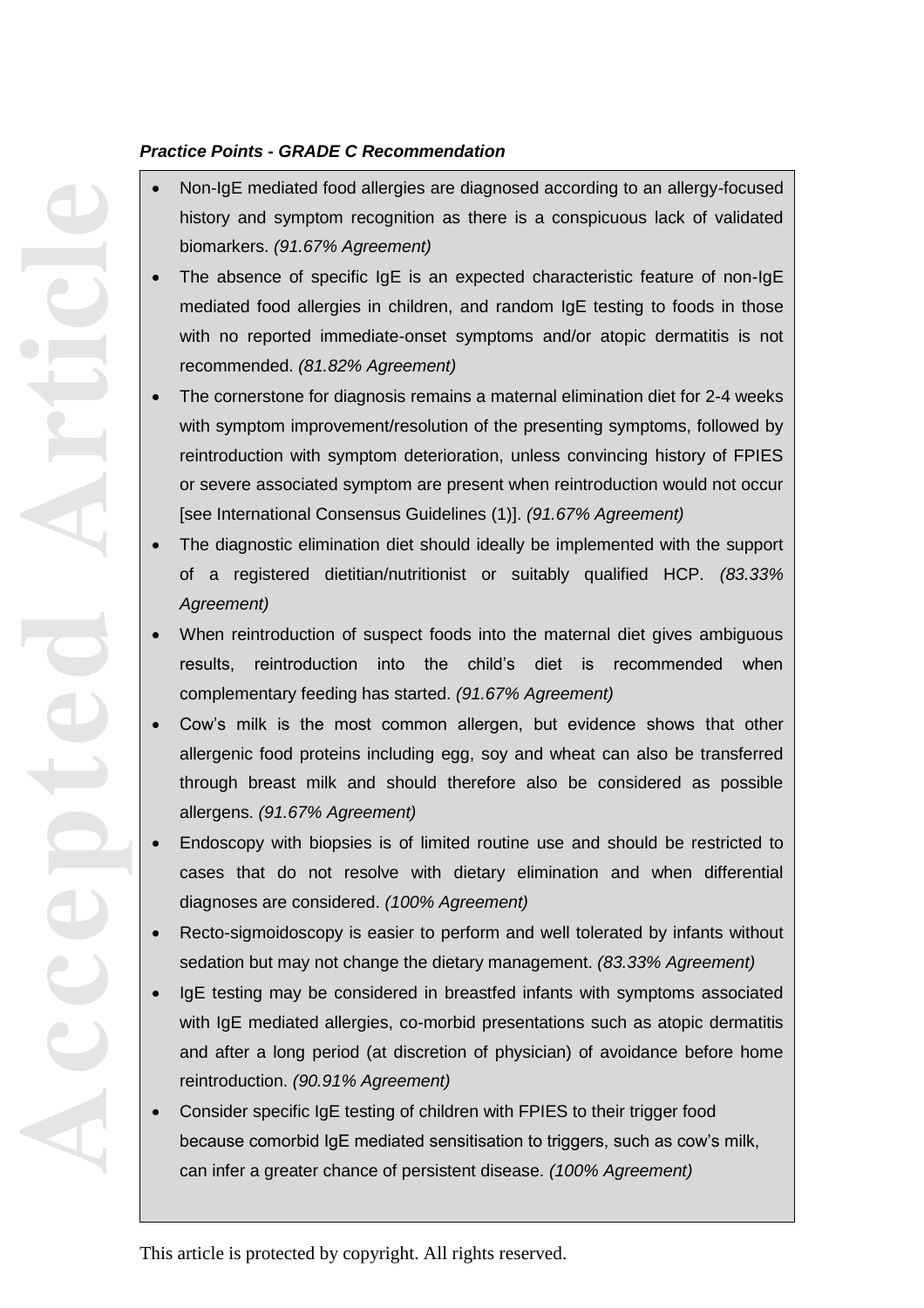***Practice Points - GRADE C Recommendation***

- Non-IgE mediated food allergies are diagnosed according to an allergy-focused history and symptom recognition as there is a conspicuous lack of validated biomarkers. *(91.67% Agreement)*
- The absence of specific IgE is an expected characteristic feature of non-IgE mediated food allergies in children, and random IgE testing to foods in those with no reported immediate-onset symptoms and/or atopic dermatitis is not recommended. *(81.82% Agreement)*
- The cornerstone for diagnosis remains a maternal elimination diet for 2-4 weeks with symptom improvement/resolution of the presenting symptoms, followed by reintroduction with symptom deterioration, unless convincing history of FPIES or severe associated symptom are present when reintroduction would not occur [see International Consensus Guidelines (1)]. *(91.67% Agreement)*
- The diagnostic elimination diet should ideally be implemented with the support of a registered dietitian/nutritionist or suitably qualified HCP. *(83.33% Agreement)*
- When reintroduction of suspect foods into the maternal diet gives ambiguous results, reintroduction into the child's diet is recommended when complementary feeding has started. *(91.67% Agreement)*
- Cow's milk is the most common allergen, but evidence shows that other allergenic food proteins including egg, soy and wheat can also be transferred through breast milk and should therefore also be considered as possible allergens. *(91.67% Agreement)*
- Endoscopy with biopsies is of limited routine use and should be restricted to cases that do not resolve with dietary elimination and when differential diagnoses are considered. *(100% Agreement)*
- Recto-sigmoidoscopy is easier to perform and well tolerated by infants without sedation but may not change the dietary management. *(83.33% Agreement)*
- IgE testing may be considered in breastfed infants with symptoms associated with IgE mediated allergies, co-morbid presentations such as atopic dermatitis and after a long period (at discretion of physician) of avoidance before home reintroduction. *(90.91% Agreement)*
- Consider specific IgE testing of children with FPIES to their trigger food because comorbid IgE mediated sensitisation to triggers, such as cow's milk, can infer a greater chance of persistent disease. *(100% Agreement)*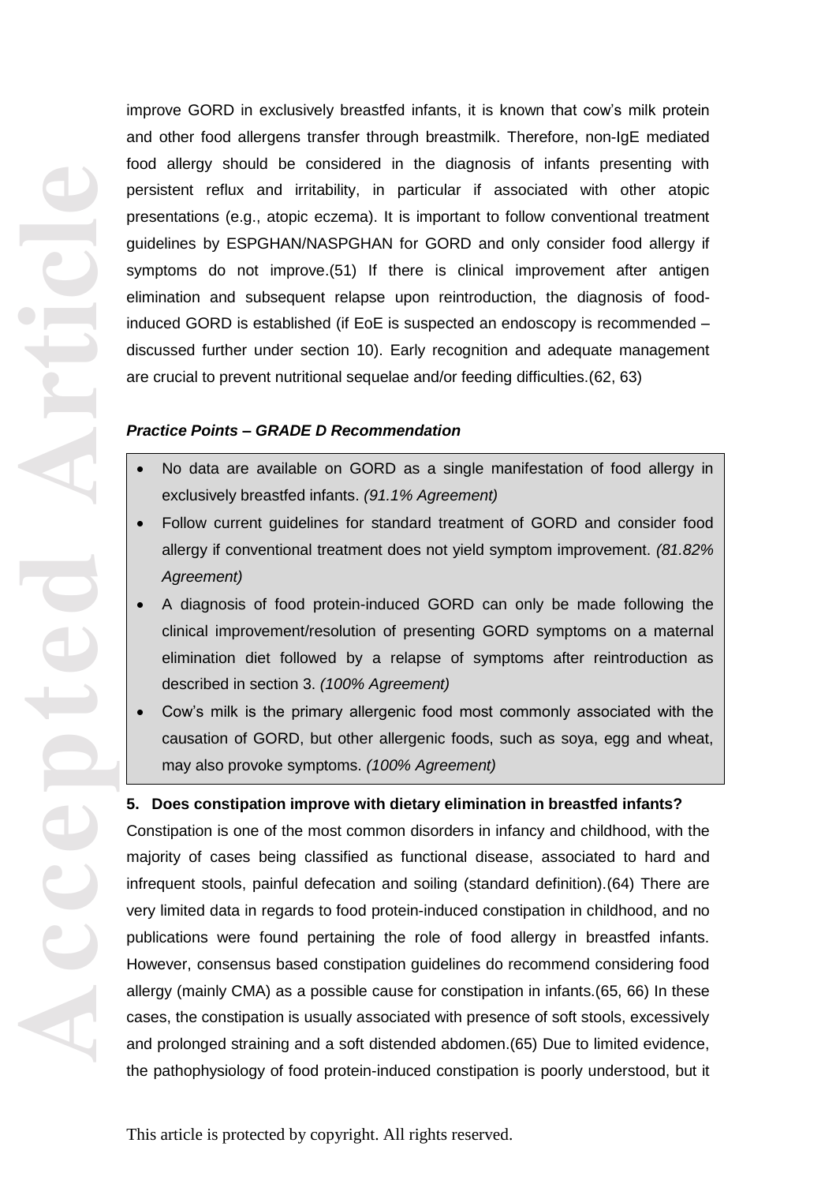improve GORD in exclusively breastfed infants, it is known that cow's milk protein and other food allergens transfer through breastmilk. Therefore, non-IgE mediated food allergy should be considered in the diagnosis of infants presenting with persistent reflux and irritability, in particular if associated with other atopic presentations (e.g., atopic eczema). It is important to follow conventional treatment guidelines by ESPGHAN/NASPGHAN for GORD and only consider food allergy if symptoms do not improve.(51) If there is clinical improvement after antigen elimination and subsequent relapse upon reintroduction, the diagnosis of food-induced GORD is established (if EoE is suspected an endoscopy is recommended – discussed further under section 10). Early recognition and adequate management are crucial to prevent nutritional sequelae and/or feeding difficulties.(62, 63)

***Practice Points – GRADE D Recommendation***

- No data are available on GORD as a single manifestation of food allergy in exclusively breastfed infants. *(91.1% Agreement)*
- Follow current guidelines for standard treatment of GORD and consider food allergy if conventional treatment does not yield symptom improvement. *(81.82% Agreement)*
- A diagnosis of food protein-induced GORD can only be made following the clinical improvement/resolution of presenting GORD symptoms on a maternal elimination diet followed by a relapse of symptoms after reintroduction as described in section 3. *(100% Agreement)*
- Cow's milk is the primary allergenic food most commonly associated with the causation of GORD, but other allergenic foods, such as soya, egg and wheat, may also provoke symptoms. *(100% Agreement)*

**5. Does constipation improve with dietary elimination in breastfed infants?**

Constipation is one of the most common disorders in infancy and childhood, with the majority of cases being classified as functional disease, associated to hard and infrequent stools, painful defecation and soiling (standard definition).(64) There are very limited data in regards to food protein-induced constipation in childhood, and no publications were found pertaining the role of food allergy in breastfed infants. However, consensus based constipation guidelines do recommend considering food allergy (mainly CMA) as a possible cause for constipation in infants.(65, 66) In these cases, the constipation is usually associated with presence of soft stools, excessively and prolonged straining and a soft distended abdomen.(65) Due to limited evidence, the pathophysiology of food protein-induced constipation is poorly understood, but it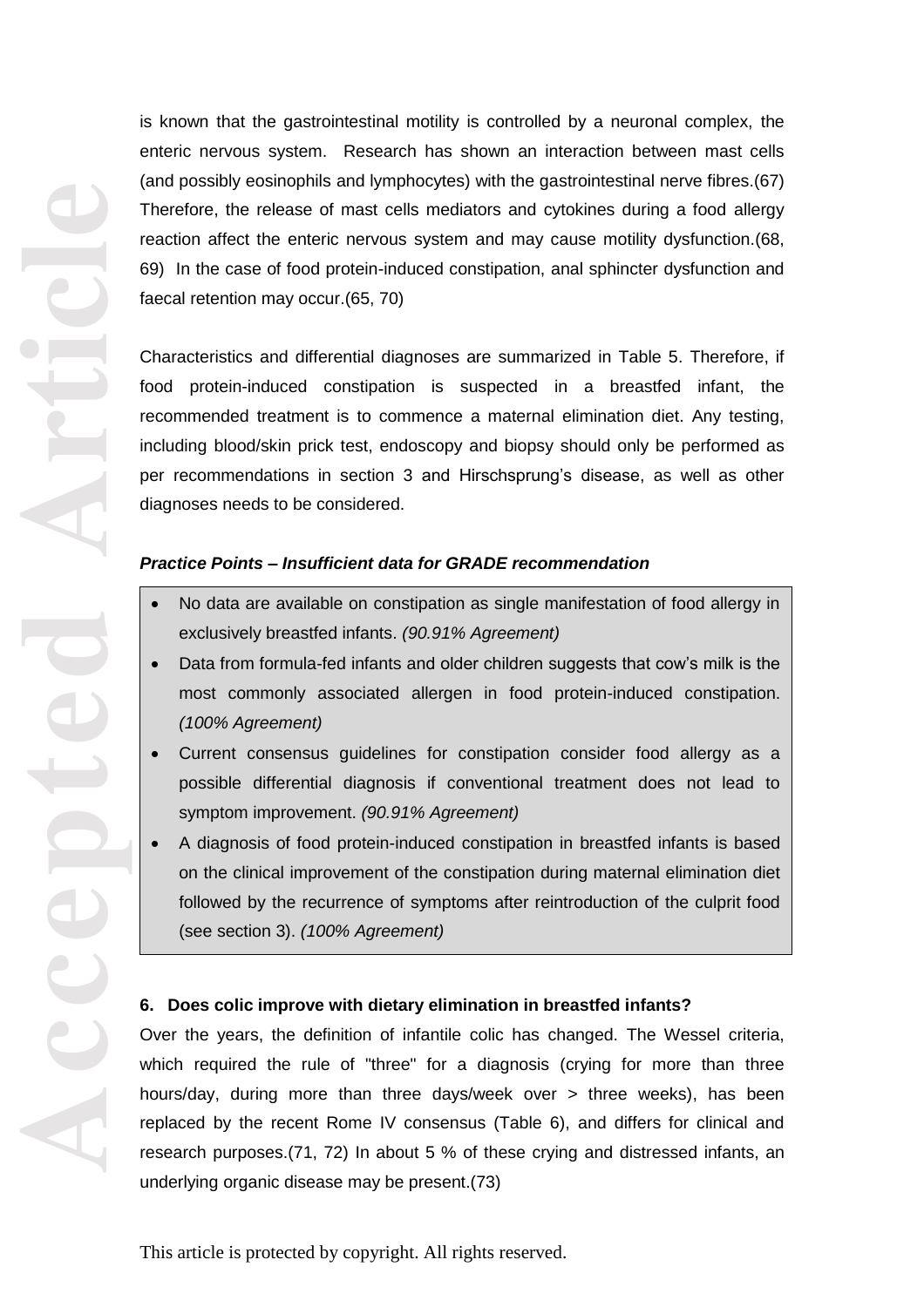is known that the gastrointestinal motility is controlled by a neuronal complex, the enteric nervous system. Research has shown an interaction between mast cells (and possibly eosinophils and lymphocytes) with the gastrointestinal nerve fibres.(67) Therefore, the release of mast cells mediators and cytokines during a food allergy reaction affect the enteric nervous system and may cause motility dysfunction.(68, 69) In the case of food protein-induced constipation, anal sphincter dysfunction and faecal retention may occur.(65, 70)

Characteristics and differential diagnoses are summarized in Table 5. Therefore, if food protein-induced constipation is suspected in a breastfed infant, the recommended treatment is to commence a maternal elimination diet. Any testing, including blood/skin prick test, endoscopy and biopsy should only be performed as per recommendations in section 3 and Hirschsprung's disease, as well as other diagnoses needs to be considered.

***Practice Points – Insufficient data for GRADE recommendation***

- No data are available on constipation as single manifestation of food allergy in exclusively breastfed infants. *(90.91% Agreement)*
- Data from formula-fed infants and older children suggests that cow's milk is the most commonly associated allergen in food protein-induced constipation. *(100% Agreement)*
- Current consensus guidelines for constipation consider food allergy as a possible differential diagnosis if conventional treatment does not lead to symptom improvement. *(90.91% Agreement)*
- A diagnosis of food protein-induced constipation in breastfed infants is based on the clinical improvement of the constipation during maternal elimination diet followed by the recurrence of symptoms after reintroduction of the culprit food (see section 3). *(100% Agreement)*

**6. Does colic improve with dietary elimination in breastfed infants?**

Over the years, the definition of infantile colic has changed. The Wessel criteria, which required the rule of "three" for a diagnosis (crying for more than three hours/day, during more than three days/week over > three weeks), has been replaced by the recent Rome IV consensus (Table 6), and differs for clinical and research purposes.(71, 72) In about 5 % of these crying and distressed infants, an underlying organic disease may be present.(73)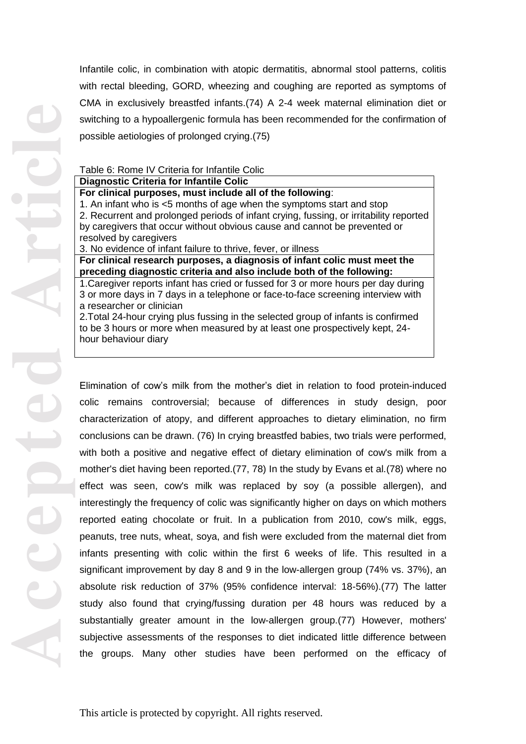Infantile colic, in combination with atopic dermatitis, abnormal stool patterns, colitis with rectal bleeding, GORD, wheezing and coughing are reported as symptoms of CMA in exclusively breastfed infants.(74) A 2-4 week maternal elimination diet or switching to a hypoallergenic formula has been recommended for the confirmation of possible aetiologies of prolonged crying.(75)

Table 6: Rome IV Criteria for Infantile Colic

| **Diagnostic Criteria for Infantile Colic** |
|---|
| **For clinical purposes, must include all of the following**:<br>1. An infant who is <5 months of age when the symptoms start and stop<br>2. Recurrent and prolonged periods of infant crying, fussing, or irritability reported by caregivers that occur without obvious cause and cannot be prevented or resolved by caregivers<br>3. No evidence of infant failure to thrive, fever, or illness |
| **For clinical research purposes, a diagnosis of infant colic must meet the preceding diagnostic criteria and also include both of the following:** |
| 1.Caregiver reports infant has cried or fussed for 3 or more hours per day during 3 or more days in 7 days in a telephone or face-to-face screening interview with a researcher or clinician<br>2.Total 24-hour crying plus fussing in the selected group of infants is confirmed to be 3 hours or more when measured by at least one prospectively kept, 24-hour behaviour diary |

Elimination of cow's milk from the mother's diet in relation to food protein-induced colic remains controversial; because of differences in study design, poor characterization of atopy, and different approaches to dietary elimination, no firm conclusions can be drawn. (76) In crying breastfed babies, two trials were performed, with both a positive and negative effect of dietary elimination of cow's milk from a mother's diet having been reported.(77, 78) In the study by Evans et al.(78) where no effect was seen, cow's milk was replaced by soy (a possible allergen), and interestingly the frequency of colic was significantly higher on days on which mothers reported eating chocolate or fruit. In a publication from 2010, cow's milk, eggs, peanuts, tree nuts, wheat, soya, and fish were excluded from the maternal diet from infants presenting with colic within the first 6 weeks of life. This resulted in a significant improvement by day 8 and 9 in the low-allergen group (74% vs. 37%), an absolute risk reduction of 37% (95% confidence interval: 18-56%).(77) The latter study also found that crying/fussing duration per 48 hours was reduced by a substantially greater amount in the low-allergen group.(77) However, mothers' subjective assessments of the responses to diet indicated little difference between the groups. Many other studies have been performed on the efficacy of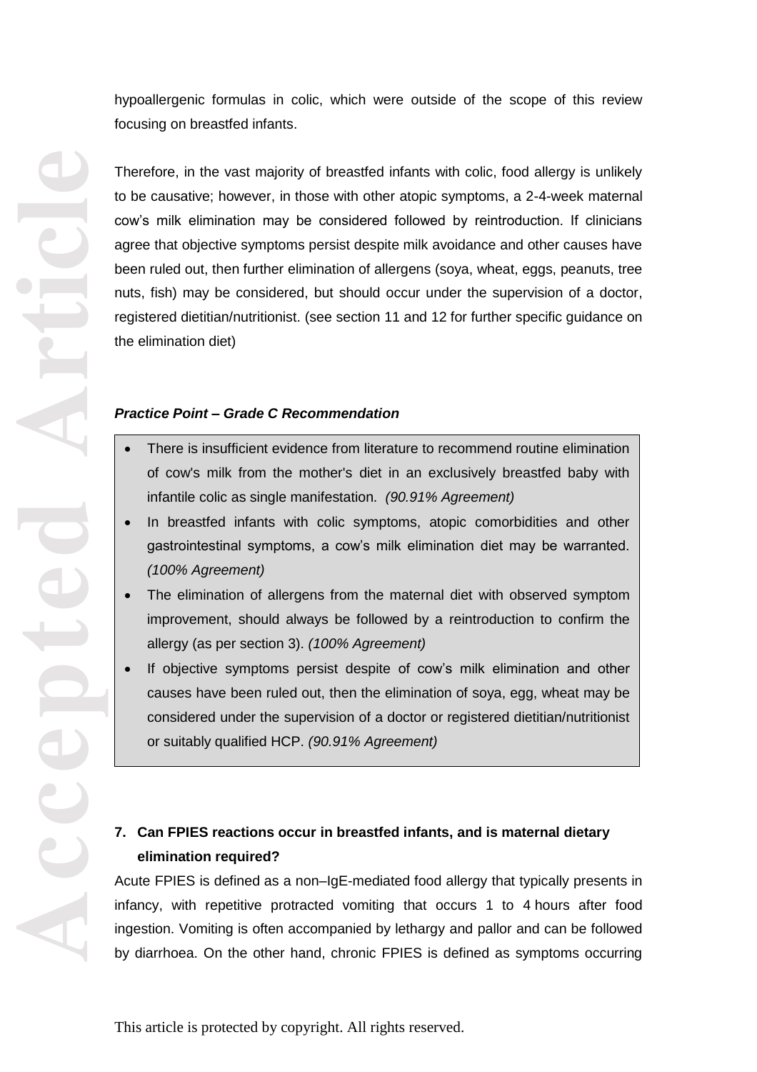hypoallergenic formulas in colic, which were outside of the scope of this review focusing on breastfed infants.

Therefore, in the vast majority of breastfed infants with colic, food allergy is unlikely to be causative; however, in those with other atopic symptoms, a 2-4-week maternal cow's milk elimination may be considered followed by reintroduction. If clinicians agree that objective symptoms persist despite milk avoidance and other causes have been ruled out, then further elimination of allergens (soya, wheat, eggs, peanuts, tree nuts, fish) may be considered, but should occur under the supervision of a doctor, registered dietitian/nutritionist. (see section 11 and 12 for further specific guidance on the elimination diet)

***Practice Point – Grade C Recommendation***

- There is insufficient evidence from literature to recommend routine elimination of cow's milk from the mother's diet in an exclusively breastfed baby with infantile colic as single manifestation. *(90.91% Agreement)*
- In breastfed infants with colic symptoms, atopic comorbidities and other gastrointestinal symptoms, a cow's milk elimination diet may be warranted. *(100% Agreement)*
- The elimination of allergens from the maternal diet with observed symptom improvement, should always be followed by a reintroduction to confirm the allergy (as per section 3). *(100% Agreement)*
- If objective symptoms persist despite of cow's milk elimination and other causes have been ruled out, then the elimination of soya, egg, wheat may be considered under the supervision of a doctor or registered dietitian/nutritionist or suitably qualified HCP. *(90.91% Agreement)*

## 7. Can FPIES reactions occur in breastfed infants, and is maternal dietary elimination required?

Acute FPIES is defined as a non–IgE-mediated food allergy that typically presents in infancy, with repetitive protracted vomiting that occurs 1 to 4 hours after food ingestion. Vomiting is often accompanied by lethargy and pallor and can be followed by diarrhoea. On the other hand, chronic FPIES is defined as symptoms occurring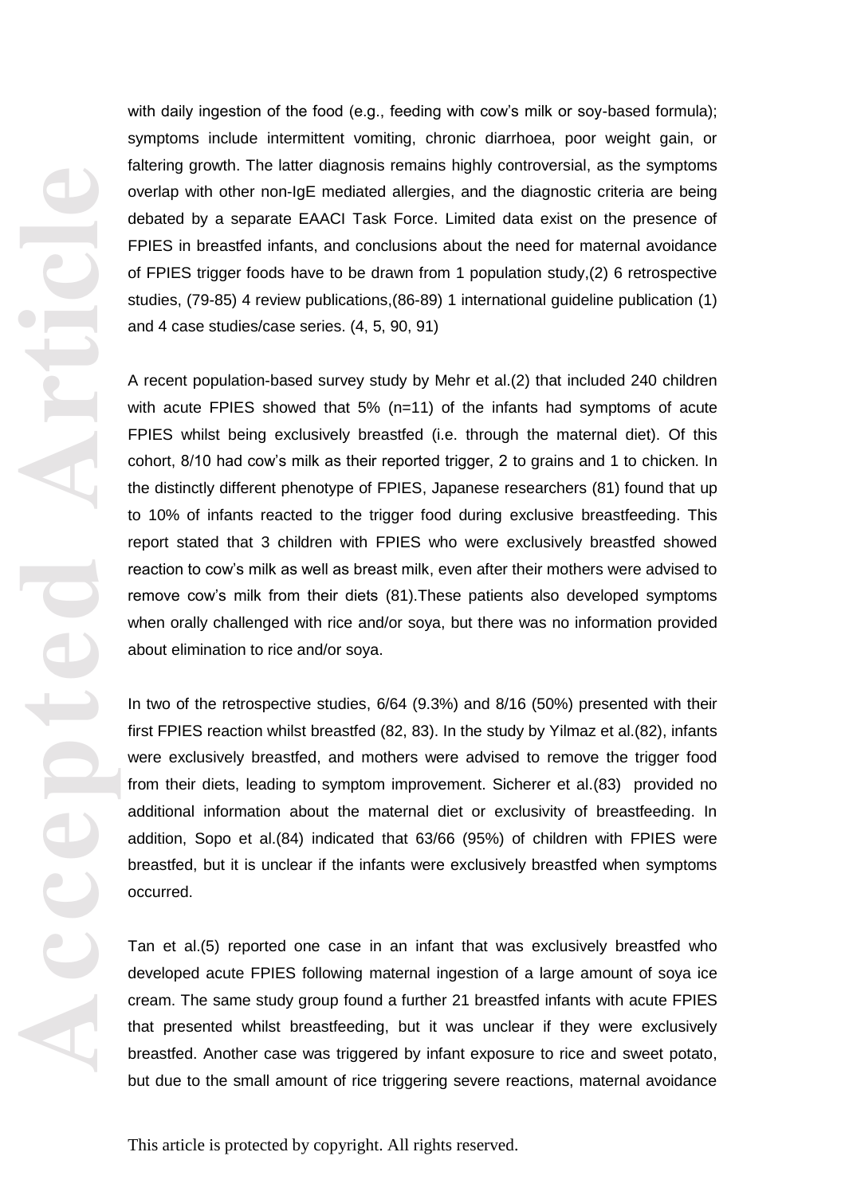with daily ingestion of the food (e.g., feeding with cow's milk or soy-based formula); symptoms include intermittent vomiting, chronic diarrhoea, poor weight gain, or faltering growth. The latter diagnosis remains highly controversial, as the symptoms overlap with other non-IgE mediated allergies, and the diagnostic criteria are being debated by a separate EAACI Task Force. Limited data exist on the presence of FPIES in breastfed infants, and conclusions about the need for maternal avoidance of FPIES trigger foods have to be drawn from 1 population study,(2) 6 retrospective studies, (79-85) 4 review publications,(86-89) 1 international guideline publication (1) and 4 case studies/case series. (4, 5, 90, 91)

A recent population-based survey study by Mehr et al.(2) that included 240 children with acute FPIES showed that 5% (n=11) of the infants had symptoms of acute FPIES whilst being exclusively breastfed (i.e. through the maternal diet). Of this cohort, 8/10 had cow's milk as their reported trigger, 2 to grains and 1 to chicken. In the distinctly different phenotype of FPIES, Japanese researchers (81) found that up to 10% of infants reacted to the trigger food during exclusive breastfeeding. This report stated that 3 children with FPIES who were exclusively breastfed showed reaction to cow's milk as well as breast milk, even after their mothers were advised to remove cow's milk from their diets (81).These patients also developed symptoms when orally challenged with rice and/or soya, but there was no information provided about elimination to rice and/or soya.

In two of the retrospective studies, 6/64 (9.3%) and 8/16 (50%) presented with their first FPIES reaction whilst breastfed (82, 83). In the study by Yilmaz et al.(82), infants were exclusively breastfed, and mothers were advised to remove the trigger food from their diets, leading to symptom improvement. Sicherer et al.(83) provided no additional information about the maternal diet or exclusivity of breastfeeding. In addition, Sopo et al.(84) indicated that 63/66 (95%) of children with FPIES were breastfed, but it is unclear if the infants were exclusively breastfed when symptoms occurred.

Tan et al.(5) reported one case in an infant that was exclusively breastfed who developed acute FPIES following maternal ingestion of a large amount of soya ice cream. The same study group found a further 21 breastfed infants with acute FPIES that presented whilst breastfeeding, but it was unclear if they were exclusively breastfed. Another case was triggered by infant exposure to rice and sweet potato, but due to the small amount of rice triggering severe reactions, maternal avoidance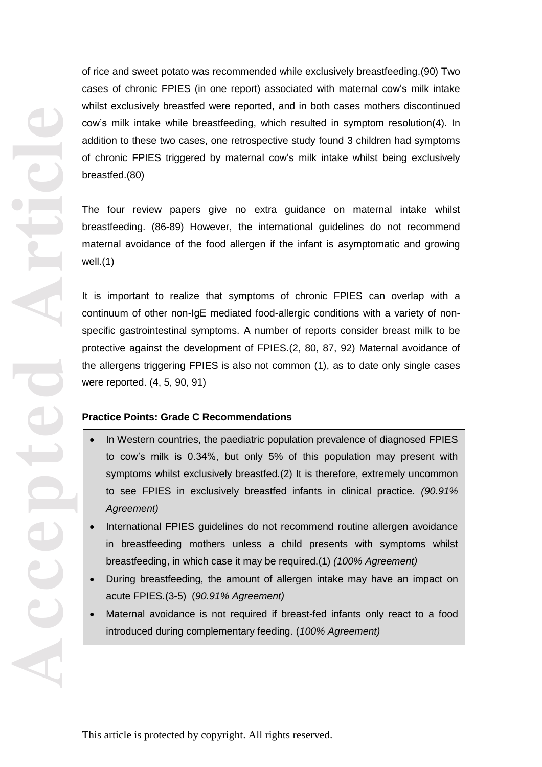of rice and sweet potato was recommended while exclusively breastfeeding.(90) Two cases of chronic FPIES (in one report) associated with maternal cow's milk intake whilst exclusively breastfed were reported, and in both cases mothers discontinued cow's milk intake while breastfeeding, which resulted in symptom resolution(4). In addition to these two cases, one retrospective study found 3 children had symptoms of chronic FPIES triggered by maternal cow's milk intake whilst being exclusively breastfed.(80)

The four review papers give no extra guidance on maternal intake whilst breastfeeding. (86-89) However, the international guidelines do not recommend maternal avoidance of the food allergen if the infant is asymptomatic and growing well.(1)

It is important to realize that symptoms of chronic FPIES can overlap with a continuum of other non-IgE mediated food-allergic conditions with a variety of non-specific gastrointestinal symptoms. A number of reports consider breast milk to be protective against the development of FPIES.(2, 80, 87, 92) Maternal avoidance of the allergens triggering FPIES is also not common (1), as to date only single cases were reported. (4, 5, 90, 91)

**Practice Points: Grade C Recommendations**

- In Western countries, the paediatric population prevalence of diagnosed FPIES to cow's milk is 0.34%, but only 5% of this population may present with symptoms whilst exclusively breastfed.(2) It is therefore, extremely uncommon to see FPIES in exclusively breastfed infants in clinical practice. *(90.91% Agreement)*
- International FPIES guidelines do not recommend routine allergen avoidance in breastfeeding mothers unless a child presents with symptoms whilst breastfeeding, in which case it may be required.(1) *(100% Agreement)*
- During breastfeeding, the amount of allergen intake may have an impact on acute FPIES.(3-5) (*90.91% Agreement)*
- Maternal avoidance is not required if breast-fed infants only react to a food introduced during complementary feeding. (*100% Agreement)*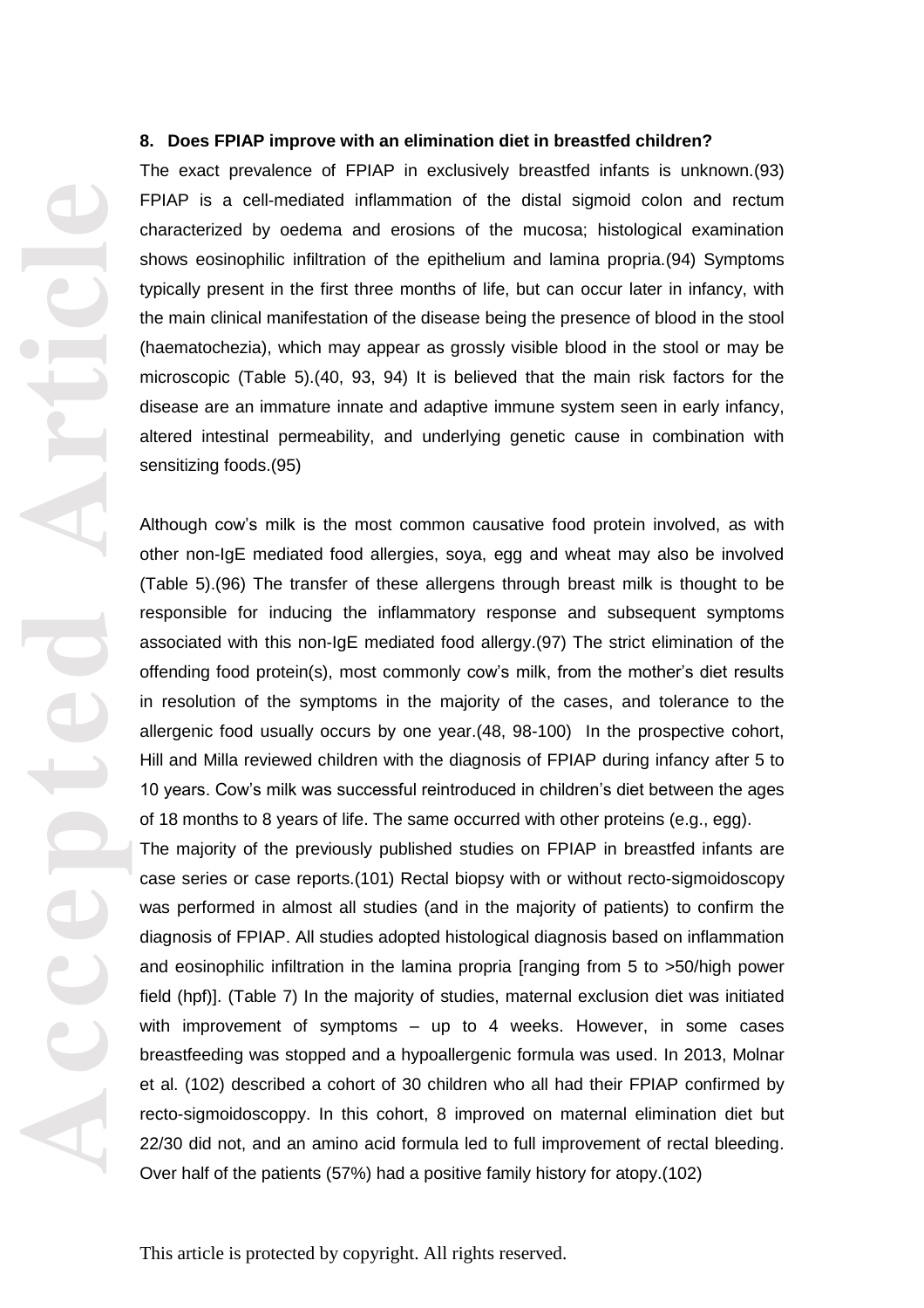## 8. Does FPIAP improve with an elimination diet in breastfed children?

The exact prevalence of FPIAP in exclusively breastfed infants is unknown.(93) FPIAP is a cell-mediated inflammation of the distal sigmoid colon and rectum characterized by oedema and erosions of the mucosa; histological examination shows eosinophilic infiltration of the epithelium and lamina propria.(94) Symptoms typically present in the first three months of life, but can occur later in infancy, with the main clinical manifestation of the disease being the presence of blood in the stool (haematochezia), which may appear as grossly visible blood in the stool or may be microscopic (Table 5).(40, 93, 94) It is believed that the main risk factors for the disease are an immature innate and adaptive immune system seen in early infancy, altered intestinal permeability, and underlying genetic cause in combination with sensitizing foods.(95)

Although cow's milk is the most common causative food protein involved, as with other non-IgE mediated food allergies, soya, egg and wheat may also be involved (Table 5).(96) The transfer of these allergens through breast milk is thought to be responsible for inducing the inflammatory response and subsequent symptoms associated with this non-IgE mediated food allergy.(97) The strict elimination of the offending food protein(s), most commonly cow's milk, from the mother's diet results in resolution of the symptoms in the majority of the cases, and tolerance to the allergenic food usually occurs by one year.(48, 98-100) In the prospective cohort, Hill and Milla reviewed children with the diagnosis of FPIAP during infancy after 5 to 10 years. Cow's milk was successful reintroduced in children's diet between the ages of 18 months to 8 years of life. The same occurred with other proteins (e.g., egg).

The majority of the previously published studies on FPIAP in breastfed infants are case series or case reports.(101) Rectal biopsy with or without recto-sigmoidoscopy was performed in almost all studies (and in the majority of patients) to confirm the diagnosis of FPIAP. All studies adopted histological diagnosis based on inflammation and eosinophilic infiltration in the lamina propria [ranging from 5 to >50/high power field (hpf)]. (Table 7) In the majority of studies, maternal exclusion diet was initiated with improvement of symptoms – up to 4 weeks. However, in some cases breastfeeding was stopped and a hypoallergenic formula was used. In 2013, Molnar et al. (102) described a cohort of 30 children who all had their FPIAP confirmed by recto-sigmoidoscoppy. In this cohort, 8 improved on maternal elimination diet but 22/30 did not, and an amino acid formula led to full improvement of rectal bleeding. Over half of the patients (57%) had a positive family history for atopy.(102)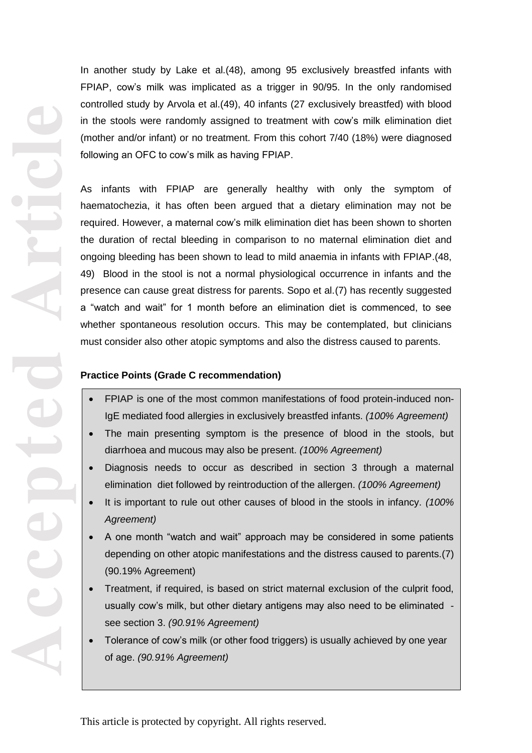In another study by Lake et al.(48), among 95 exclusively breastfed infants with FPIAP, cow's milk was implicated as a trigger in 90/95. In the only randomised controlled study by Arvola et al.(49), 40 infants (27 exclusively breastfed) with blood in the stools were randomly assigned to treatment with cow's milk elimination diet (mother and/or infant) or no treatment. From this cohort 7/40 (18%) were diagnosed following an OFC to cow's milk as having FPIAP.

As infants with FPIAP are generally healthy with only the symptom of haematochezia, it has often been argued that a dietary elimination may not be required. However, a maternal cow's milk elimination diet has been shown to shorten the duration of rectal bleeding in comparison to no maternal elimination diet and ongoing bleeding has been shown to lead to mild anaemia in infants with FPIAP.(48, 49) Blood in the stool is not a normal physiological occurrence in infants and the presence can cause great distress for parents. Sopo et al.(7) has recently suggested a "watch and wait" for 1 month before an elimination diet is commenced, to see whether spontaneous resolution occurs. This may be contemplated, but clinicians must consider also other atopic symptoms and also the distress caused to parents.

**Practice Points (Grade C recommendation)**

- FPIAP is one of the most common manifestations of food protein-induced non-IgE mediated food allergies in exclusively breastfed infants. *(100% Agreement)*
- The main presenting symptom is the presence of blood in the stools, but diarrhoea and mucous may also be present. *(100% Agreement)*
- Diagnosis needs to occur as described in section 3 through a maternal elimination diet followed by reintroduction of the allergen. *(100% Agreement)*
- It is important to rule out other causes of blood in the stools in infancy. *(100% Agreement)*
- A one month "watch and wait" approach may be considered in some patients depending on other atopic manifestations and the distress caused to parents.(7) (90.19% Agreement)
- Treatment, if required, is based on strict maternal exclusion of the culprit food, usually cow's milk, but other dietary antigens may also need to be eliminated - see section 3. *(90.91% Agreement)*
- Tolerance of cow's milk (or other food triggers) is usually achieved by one year of age. *(90.91% Agreement)*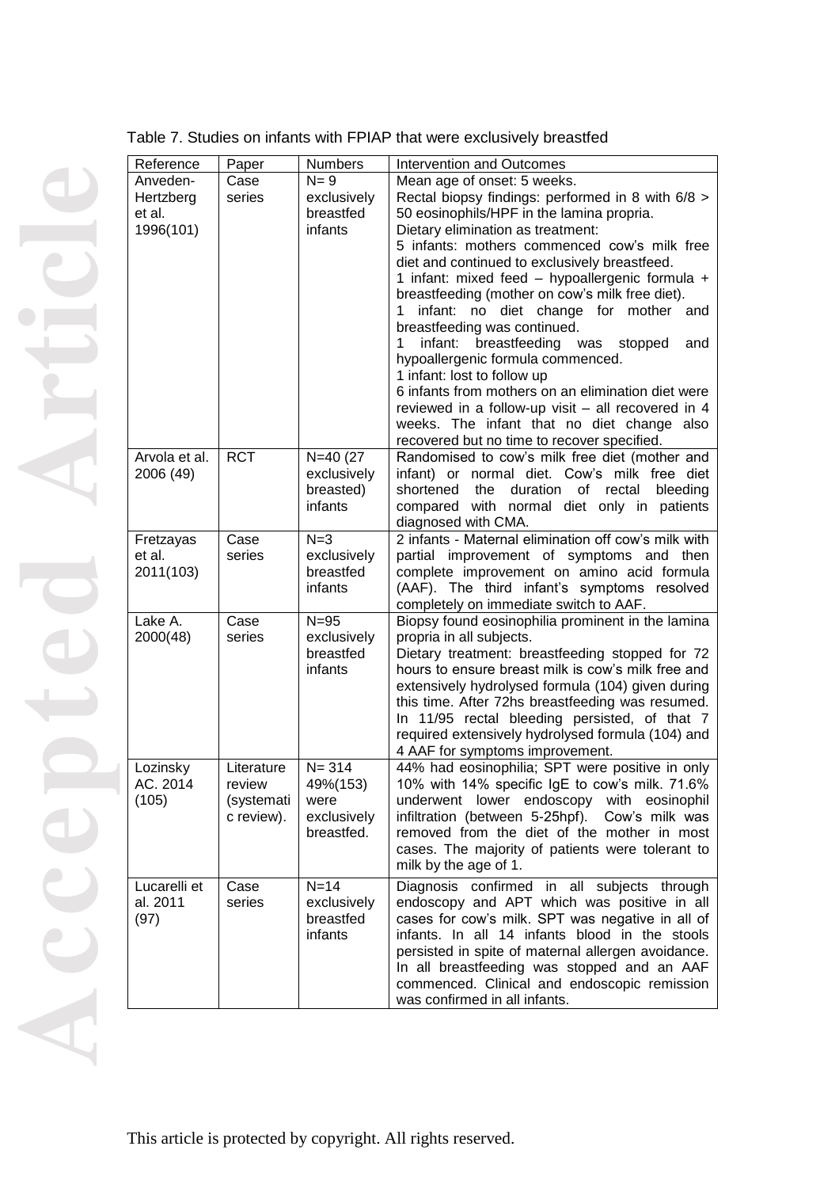Table 7. Studies on infants with FPIAP that were exclusively breastfed

| Reference | Paper | Numbers | Intervention and Outcomes |
|---|---|---|---|
| Anveden-Hertzberg et al. 1996(101) | Case series | N= 9 exclusively breastfed infants | Mean age of onset: 5 weeks. Rectal biopsy findings: performed in 8 with 6/8 > 50 eosinophils/HPF in the lamina propria. Dietary elimination as treatment: 5 infants: mothers commenced cow's milk free diet and continued to exclusively breastfeed. 1 infant: mixed feed – hypoallergenic formula + breastfeeding (mother on cow's milk free diet). 1 infant: no diet change for mother and breastfeeding was continued. 1 infant: breastfeeding was stopped and hypoallergenic formula commenced. 1 infant: lost to follow up 6 infants from mothers on an elimination diet were reviewed in a follow-up visit – all recovered in 4 weeks. The infant that no diet change also recovered but no time to recover specified. |
| Arvola et al. 2006 (49) | RCT | N=40 (27 exclusively breasted) infants | Randomised to cow's milk free diet (mother and infant) or normal diet. Cow's milk free diet shortened the duration of rectal bleeding compared with normal diet only in patients diagnosed with CMA. |
| Fretzayas et al. 2011(103) | Case series | N=3 exclusively breastfed infants | 2 infants - Maternal elimination off cow's milk with partial improvement of symptoms and then complete improvement on amino acid formula (AAF). The third infant's symptoms resolved completely on immediate switch to AAF. |
| Lake A. 2000(48) | Case series | N=95 exclusively breastfed infants | Biopsy found eosinophilia prominent in the lamina propria in all subjects. Dietary treatment: breastfeeding stopped for 72 hours to ensure breast milk is cow's milk free and extensively hydrolysed formula (104) given during this time. After 72hs breastfeeding was resumed. In 11/95 rectal bleeding persisted, of that 7 required extensively hydrolysed formula (104) and 4 AAF for symptoms improvement. |
| Lozinsky AC. 2014 (105) | Literature review (systematic review). | N= 314 49%(153) were exclusively breastfed. | 44% had eosinophilia; SPT were positive in only 10% with 14% specific IgE to cow's milk. 71.6% underwent lower endoscopy with eosinophil infiltration (between 5-25hpf). Cow's milk was removed from the diet of the mother in most cases. The majority of patients were tolerant to milk by the age of 1. |
| Lucarelli et al. 2011 (97) | Case series | N=14 exclusively breastfed infants | Diagnosis confirmed in all subjects through endoscopy and APT which was positive in all cases for cow's milk. SPT was negative in all of infants. In all 14 infants blood in the stools persisted in spite of maternal allergen avoidance. In all breastfeeding was stopped and an AAF commenced. Clinical and endoscopic remission was confirmed in all infants. |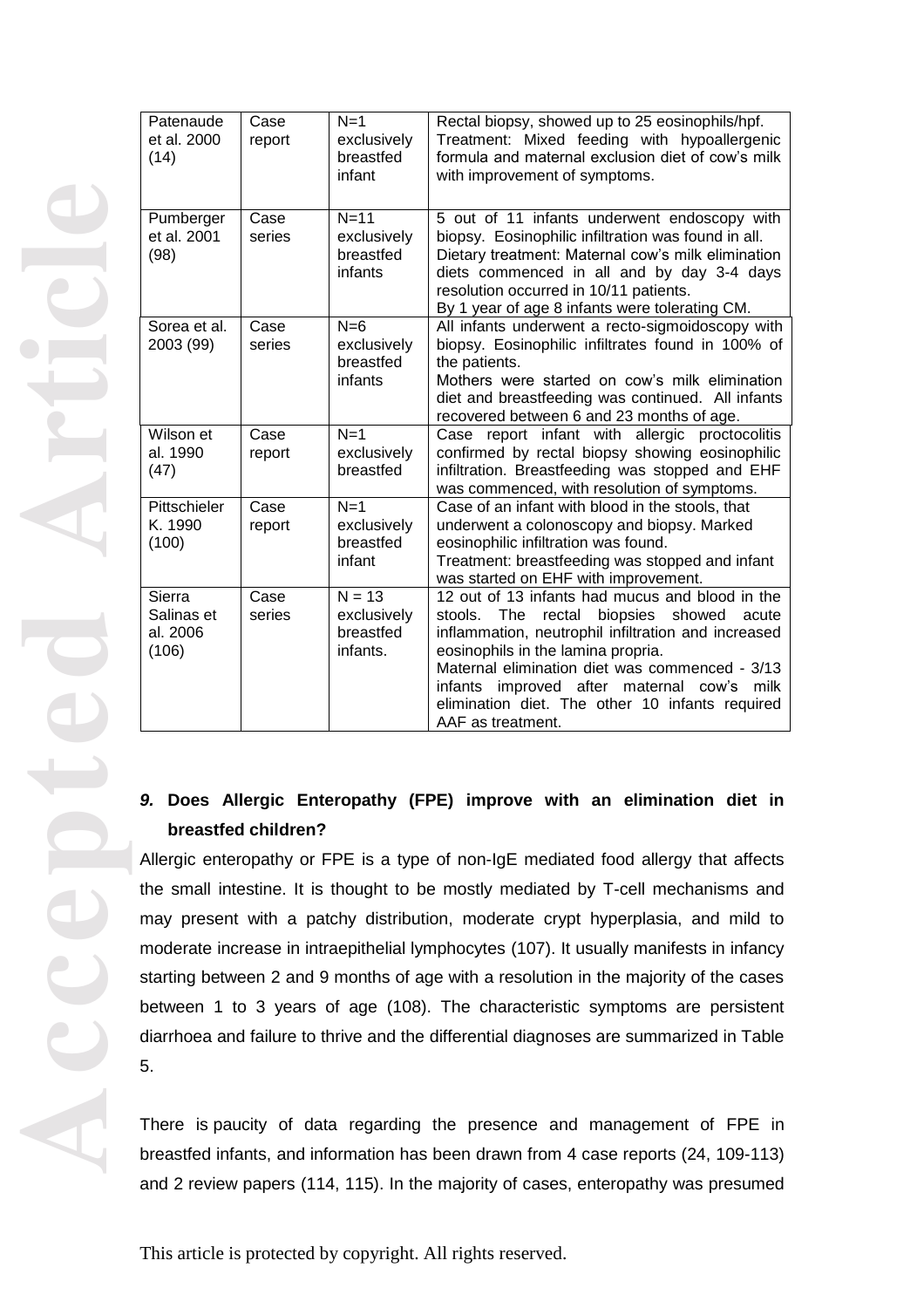| Patenaude et al. 2000 (14) | Case report | N=1 exclusively breastfed infant | Rectal biopsy, showed up to 25 eosinophils/hpf. Treatment: Mixed feeding with hypoallergenic formula and maternal exclusion diet of cow's milk with improvement of symptoms. |
|---|---|---|---|
| Pumberger et al. 2001 (98) | Case series | N=11 exclusively breastfed infants | 5 out of 11 infants underwent endoscopy with biopsy. Eosinophilic infiltration was found in all. Dietary treatment: Maternal cow's milk elimination diets commenced in all and by day 3-4 days resolution occurred in 10/11 patients. By 1 year of age 8 infants were tolerating CM. |
| Sorea et al. 2003 (99) | Case series | N=6 exclusively breastfed infants | All infants underwent a recto-sigmoidoscopy with biopsy. Eosinophilic infiltrates found in 100% of the patients. Mothers were started on cow's milk elimination diet and breastfeeding was continued. All infants recovered between 6 and 23 months of age. |
| Wilson et al. 1990 (47) | Case report | N=1 exclusively breastfed | Case report infant with allergic proctocolitis confirmed by rectal biopsy showing eosinophilic infiltration. Breastfeeding was stopped and EHF was commenced, with resolution of symptoms. |
| Pittschieler K. 1990 (100) | Case report | N=1 exclusively breastfed infant | Case of an infant with blood in the stools, that underwent a colonoscopy and biopsy. Marked eosinophilic infiltration was found. Treatment: breastfeeding was stopped and infant was started on EHF with improvement. |
| Sierra Salinas et al. 2006 (106) | Case series | N = 13 exclusively breastfed infants. | 12 out of 13 infants had mucus and blood in the stools. The rectal biopsies showed acute inflammation, neutrophil infiltration and increased eosinophils in the lamina propria. Maternal elimination diet was commenced - 3/13 infants improved after maternal cow's milk elimination diet. The other 10 infants required AAF as treatment. |

***9.* Does Allergic Enteropathy (FPE) improve with an elimination diet in breastfed children?**

Allergic enteropathy or FPE is a type of non-IgE mediated food allergy that affects the small intestine. It is thought to be mostly mediated by T-cell mechanisms and may present with a patchy distribution, moderate crypt hyperplasia, and mild to moderate increase in intraepithelial lymphocytes (107). It usually manifests in infancy starting between 2 and 9 months of age with a resolution in the majority of the cases between 1 to 3 years of age (108). The characteristic symptoms are persistent diarrhoea and failure to thrive and the differential diagnoses are summarized in Table 5.

There is paucity of data regarding the presence and management of FPE in breastfed infants, and information has been drawn from 4 case reports (24, 109-113) and 2 review papers (114, 115). In the majority of cases, enteropathy was presumed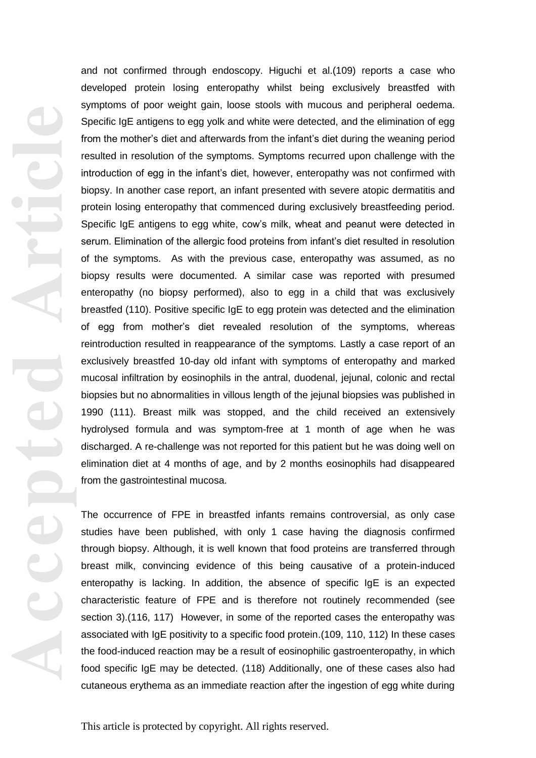and not confirmed through endoscopy. Higuchi et al.(109) reports a case who developed protein losing enteropathy whilst being exclusively breastfed with symptoms of poor weight gain, loose stools with mucous and peripheral oedema. Specific IgE antigens to egg yolk and white were detected, and the elimination of egg from the mother's diet and afterwards from the infant's diet during the weaning period resulted in resolution of the symptoms. Symptoms recurred upon challenge with the introduction of egg in the infant's diet, however, enteropathy was not confirmed with biopsy. In another case report, an infant presented with severe atopic dermatitis and protein losing enteropathy that commenced during exclusively breastfeeding period. Specific IgE antigens to egg white, cow's milk, wheat and peanut were detected in serum. Elimination of the allergic food proteins from infant's diet resulted in resolution of the symptoms. As with the previous case, enteropathy was assumed, as no biopsy results were documented. A similar case was reported with presumed enteropathy (no biopsy performed), also to egg in a child that was exclusively breastfed (110). Positive specific IgE to egg protein was detected and the elimination of egg from mother's diet revealed resolution of the symptoms, whereas reintroduction resulted in reappearance of the symptoms. Lastly a case report of an exclusively breastfed 10-day old infant with symptoms of enteropathy and marked mucosal infiltration by eosinophils in the antral, duodenal, jejunal, colonic and rectal biopsies but no abnormalities in villous length of the jejunal biopsies was published in 1990 (111). Breast milk was stopped, and the child received an extensively hydrolysed formula and was symptom-free at 1 month of age when he was discharged. A re-challenge was not reported for this patient but he was doing well on elimination diet at 4 months of age, and by 2 months eosinophils had disappeared from the gastrointestinal mucosa.

The occurrence of FPE in breastfed infants remains controversial, as only case studies have been published, with only 1 case having the diagnosis confirmed through biopsy. Although, it is well known that food proteins are transferred through breast milk, convincing evidence of this being causative of a protein-induced enteropathy is lacking. In addition, the absence of specific IgE is an expected characteristic feature of FPE and is therefore not routinely recommended (see section 3).(116, 117) However, in some of the reported cases the enteropathy was associated with IgE positivity to a specific food protein.(109, 110, 112) In these cases the food-induced reaction may be a result of eosinophilic gastroenteropathy, in which food specific IgE may be detected. (118) Additionally, one of these cases also had cutaneous erythema as an immediate reaction after the ingestion of egg white during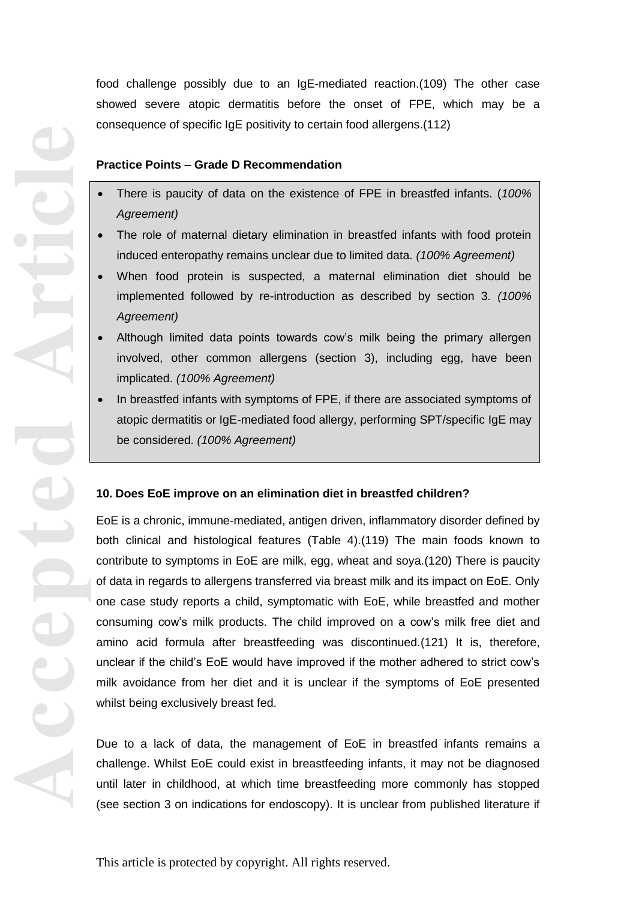food challenge possibly due to an IgE-mediated reaction.(109) The other case showed severe atopic dermatitis before the onset of FPE, which may be a consequence of specific IgE positivity to certain food allergens.(112)

**Practice Points – Grade D Recommendation**

- There is paucity of data on the existence of FPE in breastfed infants. (*100% Agreement)*
- The role of maternal dietary elimination in breastfed infants with food protein induced enteropathy remains unclear due to limited data. *(100% Agreement)*
- When food protein is suspected, a maternal elimination diet should be implemented followed by re-introduction as described by section 3. *(100% Agreement)*
- Although limited data points towards cow's milk being the primary allergen involved, other common allergens (section 3), including egg, have been implicated. *(100% Agreement)*
- In breastfed infants with symptoms of FPE, if there are associated symptoms of atopic dermatitis or IgE-mediated food allergy, performing SPT/specific IgE may be considered. *(100% Agreement)*

**10. Does EoE improve on an elimination diet in breastfed children?**

EoE is a chronic, immune-mediated, antigen driven, inflammatory disorder defined by both clinical and histological features (Table 4).(119) The main foods known to contribute to symptoms in EoE are milk, egg, wheat and soya.(120) There is paucity of data in regards to allergens transferred via breast milk and its impact on EoE. Only one case study reports a child, symptomatic with EoE, while breastfed and mother consuming cow's milk products. The child improved on a cow's milk free diet and amino acid formula after breastfeeding was discontinued.(121) It is, therefore, unclear if the child's EoE would have improved if the mother adhered to strict cow's milk avoidance from her diet and it is unclear if the symptoms of EoE presented whilst being exclusively breast fed.

Due to a lack of data, the management of EoE in breastfed infants remains a challenge. Whilst EoE could exist in breastfeeding infants, it may not be diagnosed until later in childhood, at which time breastfeeding more commonly has stopped (see section 3 on indications for endoscopy). It is unclear from published literature if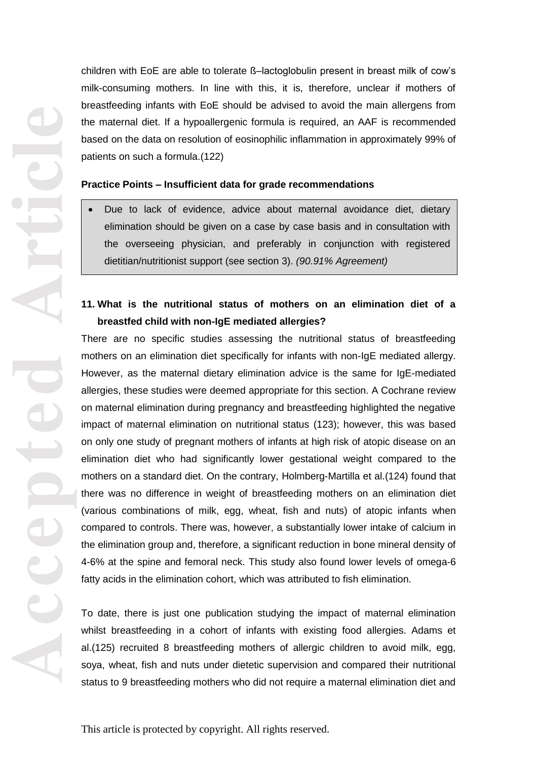children with EoE are able to tolerate ß–lactoglobulin present in breast milk of cow's milk-consuming mothers. In line with this, it is, therefore, unclear if mothers of breastfeeding infants with EoE should be advised to avoid the main allergens from the maternal diet. If a hypoallergenic formula is required, an AAF is recommended based on the data on resolution of eosinophilic inflammation in approximately 99% of patients on such a formula.(122)

**Practice Points – Insufficient data for grade recommendations**

- Due to lack of evidence, advice about maternal avoidance diet, dietary elimination should be given on a case by case basis and in consultation with the overseeing physician, and preferably in conjunction with registered dietitian/nutritionist support (see section 3). *(90.91% Agreement)*

### 11. What is the nutritional status of mothers on an elimination diet of a breastfed child with non-IgE mediated allergies?

There are no specific studies assessing the nutritional status of breastfeeding mothers on an elimination diet specifically for infants with non-IgE mediated allergy. However, as the maternal dietary elimination advice is the same for IgE-mediated allergies, these studies were deemed appropriate for this section. A Cochrane review on maternal elimination during pregnancy and breastfeeding highlighted the negative impact of maternal elimination on nutritional status (123); however, this was based on only one study of pregnant mothers of infants at high risk of atopic disease on an elimination diet who had significantly lower gestational weight compared to the mothers on a standard diet. On the contrary, Holmberg-Martilla et al.(124) found that there was no difference in weight of breastfeeding mothers on an elimination diet (various combinations of milk, egg, wheat, fish and nuts) of atopic infants when compared to controls. There was, however, a substantially lower intake of calcium in the elimination group and, therefore, a significant reduction in bone mineral density of 4-6% at the spine and femoral neck. This study also found lower levels of omega-6 fatty acids in the elimination cohort, which was attributed to fish elimination.

To date, there is just one publication studying the impact of maternal elimination whilst breastfeeding in a cohort of infants with existing food allergies. Adams et al.(125) recruited 8 breastfeeding mothers of allergic children to avoid milk, egg, soya, wheat, fish and nuts under dietetic supervision and compared their nutritional status to 9 breastfeeding mothers who did not require a maternal elimination diet and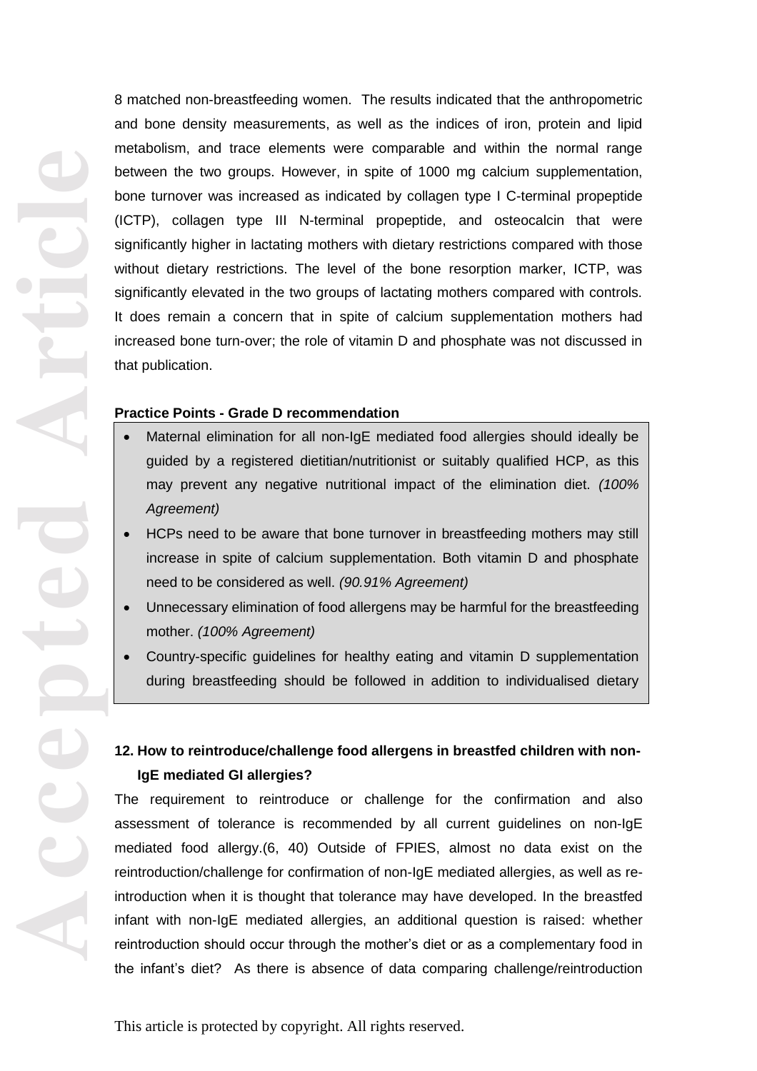8 matched non-breastfeeding women. The results indicated that the anthropometric and bone density measurements, as well as the indices of iron, protein and lipid metabolism, and trace elements were comparable and within the normal range between the two groups. However, in spite of 1000 mg calcium supplementation, bone turnover was increased as indicated by collagen type I C-terminal propeptide (ICTP), collagen type III N-terminal propeptide, and osteocalcin that were significantly higher in lactating mothers with dietary restrictions compared with those without dietary restrictions. The level of the bone resorption marker, ICTP, was significantly elevated in the two groups of lactating mothers compared with controls. It does remain a concern that in spite of calcium supplementation mothers had increased bone turn-over; the role of vitamin D and phosphate was not discussed in that publication.

**Practice Points - Grade D recommendation**

- Maternal elimination for all non-IgE mediated food allergies should ideally be guided by a registered dietitian/nutritionist or suitably qualified HCP, as this may prevent any negative nutritional impact of the elimination diet. *(100% Agreement)*
- HCPs need to be aware that bone turnover in breastfeeding mothers may still increase in spite of calcium supplementation. Both vitamin D and phosphate need to be considered as well. *(90.91% Agreement)*
- Unnecessary elimination of food allergens may be harmful for the breastfeeding mother. *(100% Agreement)*
- Country-specific guidelines for healthy eating and vitamin D supplementation during breastfeeding should be followed in addition to individualised dietary

**12. How to reintroduce/challenge food allergens in breastfed children with non-IgE mediated GI allergies?**

The requirement to reintroduce or challenge for the confirmation and also assessment of tolerance is recommended by all current guidelines on non-IgE mediated food allergy.(6, 40) Outside of FPIES, almost no data exist on the reintroduction/challenge for confirmation of non-IgE mediated allergies, as well as re-introduction when it is thought that tolerance may have developed. In the breastfed infant with non-IgE mediated allergies, an additional question is raised: whether reintroduction should occur through the mother's diet or as a complementary food in the infant's diet? As there is absence of data comparing challenge/reintroduction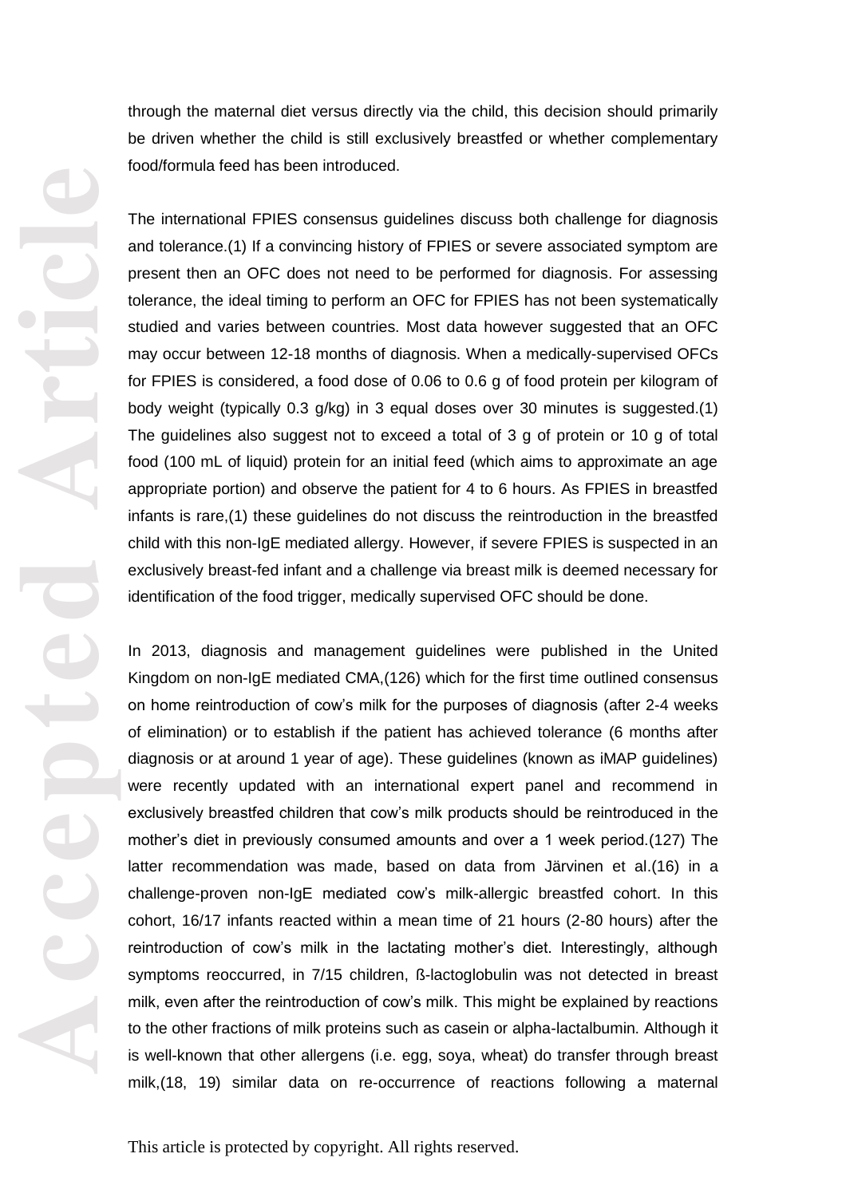through the maternal diet versus directly via the child, this decision should primarily be driven whether the child is still exclusively breastfed or whether complementary food/formula feed has been introduced.

The international FPIES consensus guidelines discuss both challenge for diagnosis and tolerance.(1) If a convincing history of FPIES or severe associated symptom are present then an OFC does not need to be performed for diagnosis. For assessing tolerance, the ideal timing to perform an OFC for FPIES has not been systematically studied and varies between countries. Most data however suggested that an OFC may occur between 12-18 months of diagnosis. When a medically-supervised OFCs for FPIES is considered, a food dose of 0.06 to 0.6 g of food protein per kilogram of body weight (typically 0.3 g/kg) in 3 equal doses over 30 minutes is suggested.(1) The guidelines also suggest not to exceed a total of 3 g of protein or 10 g of total food (100 mL of liquid) protein for an initial feed (which aims to approximate an age appropriate portion) and observe the patient for 4 to 6 hours. As FPIES in breastfed infants is rare,(1) these guidelines do not discuss the reintroduction in the breastfed child with this non-IgE mediated allergy. However, if severe FPIES is suspected in an exclusively breast-fed infant and a challenge via breast milk is deemed necessary for identification of the food trigger, medically supervised OFC should be done.

In 2013, diagnosis and management guidelines were published in the United Kingdom on non-IgE mediated CMA,(126) which for the first time outlined consensus on home reintroduction of cow's milk for the purposes of diagnosis (after 2-4 weeks of elimination) or to establish if the patient has achieved tolerance (6 months after diagnosis or at around 1 year of age). These guidelines (known as iMAP guidelines) were recently updated with an international expert panel and recommend in exclusively breastfed children that cow's milk products should be reintroduced in the mother's diet in previously consumed amounts and over a 1 week period.(127) The latter recommendation was made, based on data from Järvinen et al.(16) in a challenge-proven non-IgE mediated cow's milk-allergic breastfed cohort. In this cohort, 16/17 infants reacted within a mean time of 21 hours (2-80 hours) after the reintroduction of cow's milk in the lactating mother's diet. Interestingly, although symptoms reoccurred, in 7/15 children, ß-lactoglobulin was not detected in breast milk, even after the reintroduction of cow's milk. This might be explained by reactions to the other fractions of milk proteins such as casein or alpha-lactalbumin. Although it is well-known that other allergens (i.e. egg, soya, wheat) do transfer through breast milk,(18, 19) similar data on re-occurrence of reactions following a maternal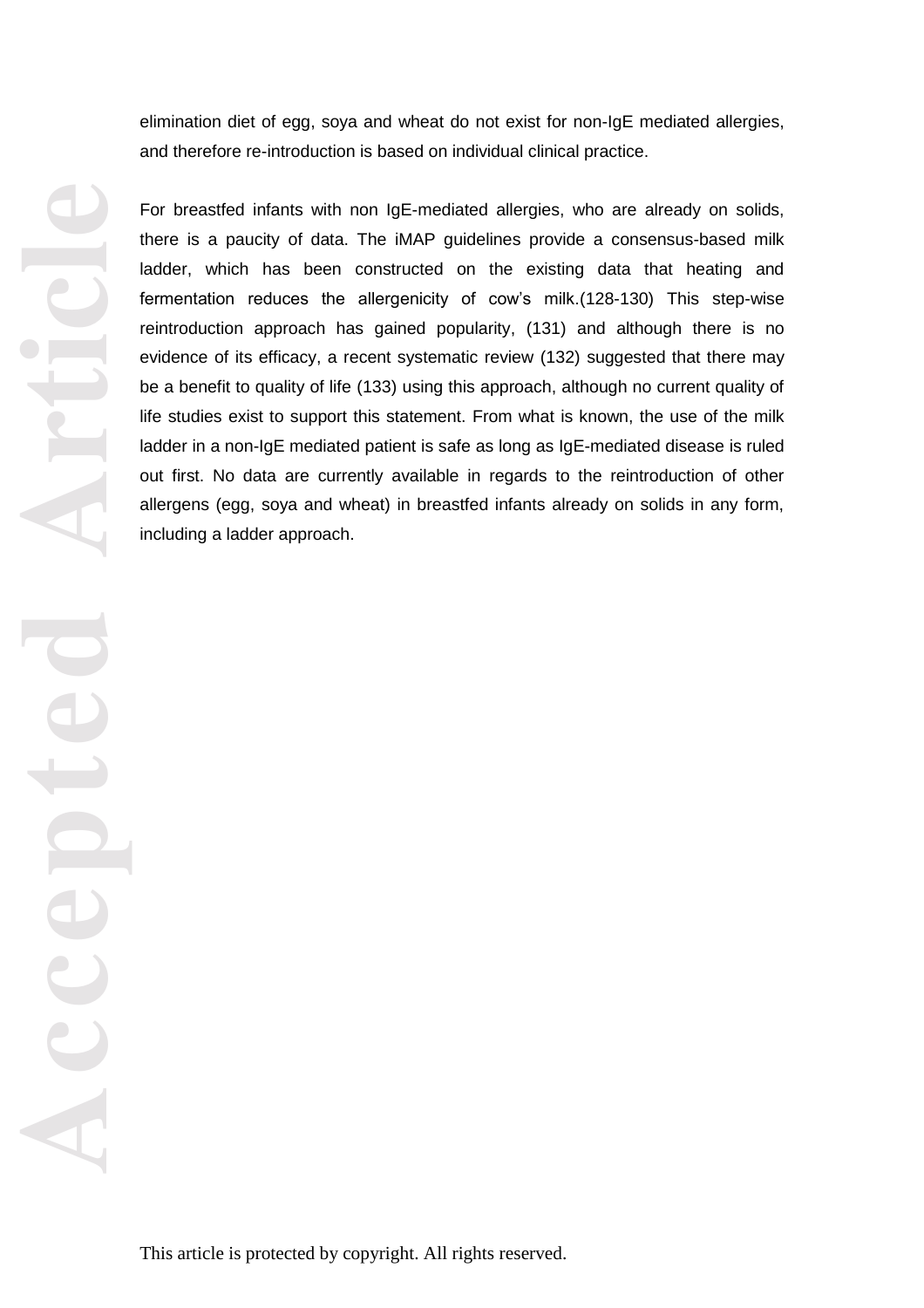elimination diet of egg, soya and wheat do not exist for non-IgE mediated allergies, and therefore re-introduction is based on individual clinical practice.

For breastfed infants with non IgE-mediated allergies, who are already on solids, there is a paucity of data. The iMAP guidelines provide a consensus-based milk ladder, which has been constructed on the existing data that heating and fermentation reduces the allergenicity of cow's milk.(128-130) This step-wise reintroduction approach has gained popularity, (131) and although there is no evidence of its efficacy, a recent systematic review (132) suggested that there may be a benefit to quality of life (133) using this approach, although no current quality of life studies exist to support this statement. From what is known, the use of the milk ladder in a non-IgE mediated patient is safe as long as IgE-mediated disease is ruled out first. No data are currently available in regards to the reintroduction of other allergens (egg, soya and wheat) in breastfed infants already on solids in any form, including a ladder approach.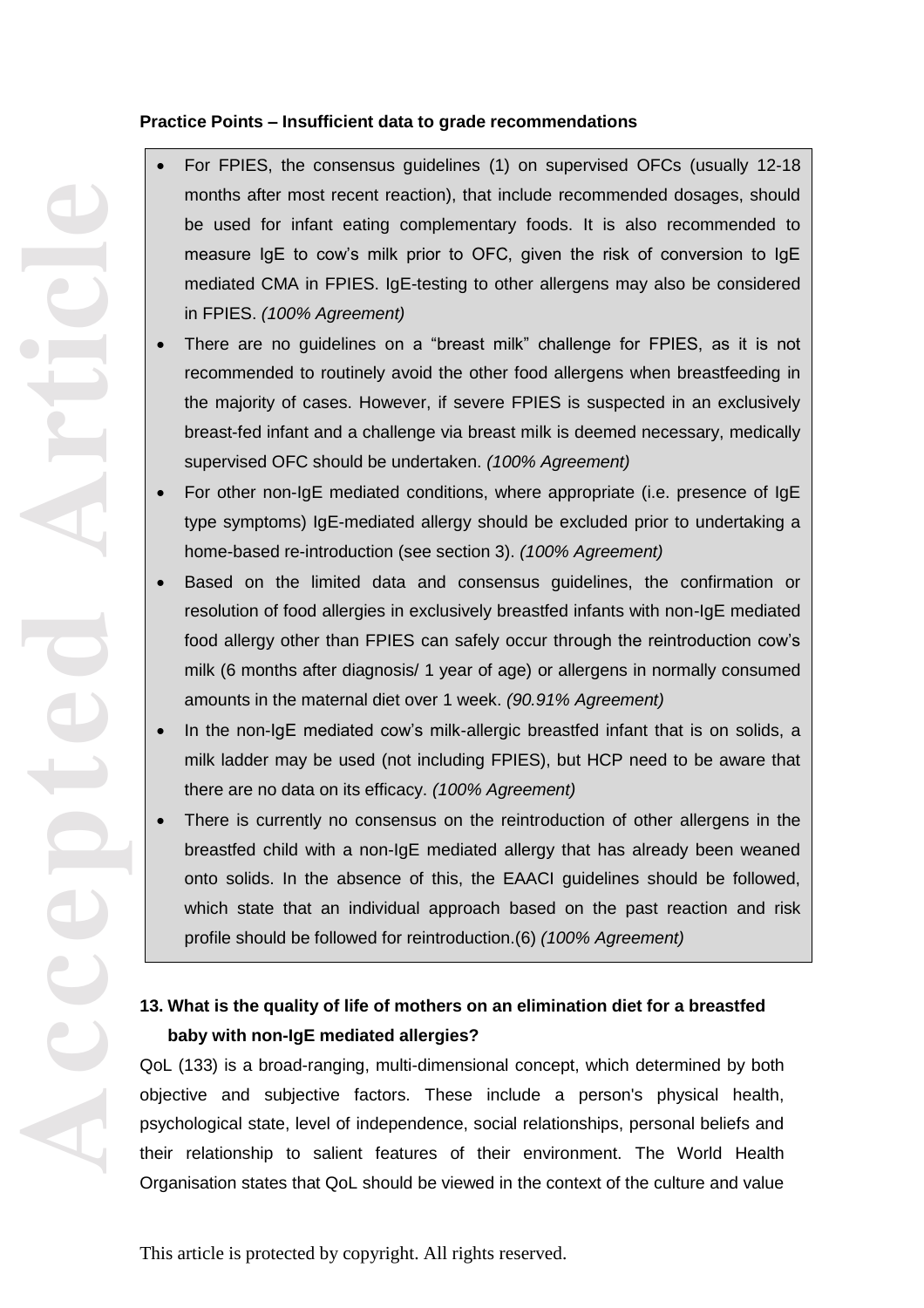**Practice Points – Insufficient data to grade recommendations**

- For FPIES, the consensus guidelines (1) on supervised OFCs (usually 12-18 months after most recent reaction), that include recommended dosages, should be used for infant eating complementary foods. It is also recommended to measure IgE to cow's milk prior to OFC, given the risk of conversion to IgE mediated CMA in FPIES. IgE-testing to other allergens may also be considered in FPIES. *(100% Agreement)*
- There are no guidelines on a "breast milk" challenge for FPIES, as it is not recommended to routinely avoid the other food allergens when breastfeeding in the majority of cases. However, if severe FPIES is suspected in an exclusively breast-fed infant and a challenge via breast milk is deemed necessary, medically supervised OFC should be undertaken. *(100% Agreement)*
- For other non-IgE mediated conditions, where appropriate (i.e. presence of IgE type symptoms) IgE-mediated allergy should be excluded prior to undertaking a home-based re-introduction (see section 3). *(100% Agreement)*
- Based on the limited data and consensus guidelines, the confirmation or resolution of food allergies in exclusively breastfed infants with non-IgE mediated food allergy other than FPIES can safely occur through the reintroduction cow's milk (6 months after diagnosis/ 1 year of age) or allergens in normally consumed amounts in the maternal diet over 1 week. *(90.91% Agreement)*
- In the non-IgE mediated cow's milk-allergic breastfed infant that is on solids, a milk ladder may be used (not including FPIES), but HCP need to be aware that there are no data on its efficacy. *(100% Agreement)*
- There is currently no consensus on the reintroduction of other allergens in the breastfed child with a non-IgE mediated allergy that has already been weaned onto solids. In the absence of this, the EAACI guidelines should be followed, which state that an individual approach based on the past reaction and risk profile should be followed for reintroduction.(6) *(100% Agreement)*

**13. What is the quality of life of mothers on an elimination diet for a breastfed baby with non-IgE mediated allergies?**

QoL (133) is a broad-ranging, multi-dimensional concept, which determined by both objective and subjective factors. These include a person's physical health, psychological state, level of independence, social relationships, personal beliefs and their relationship to salient features of their environment. The World Health Organisation states that QoL should be viewed in the context of the culture and value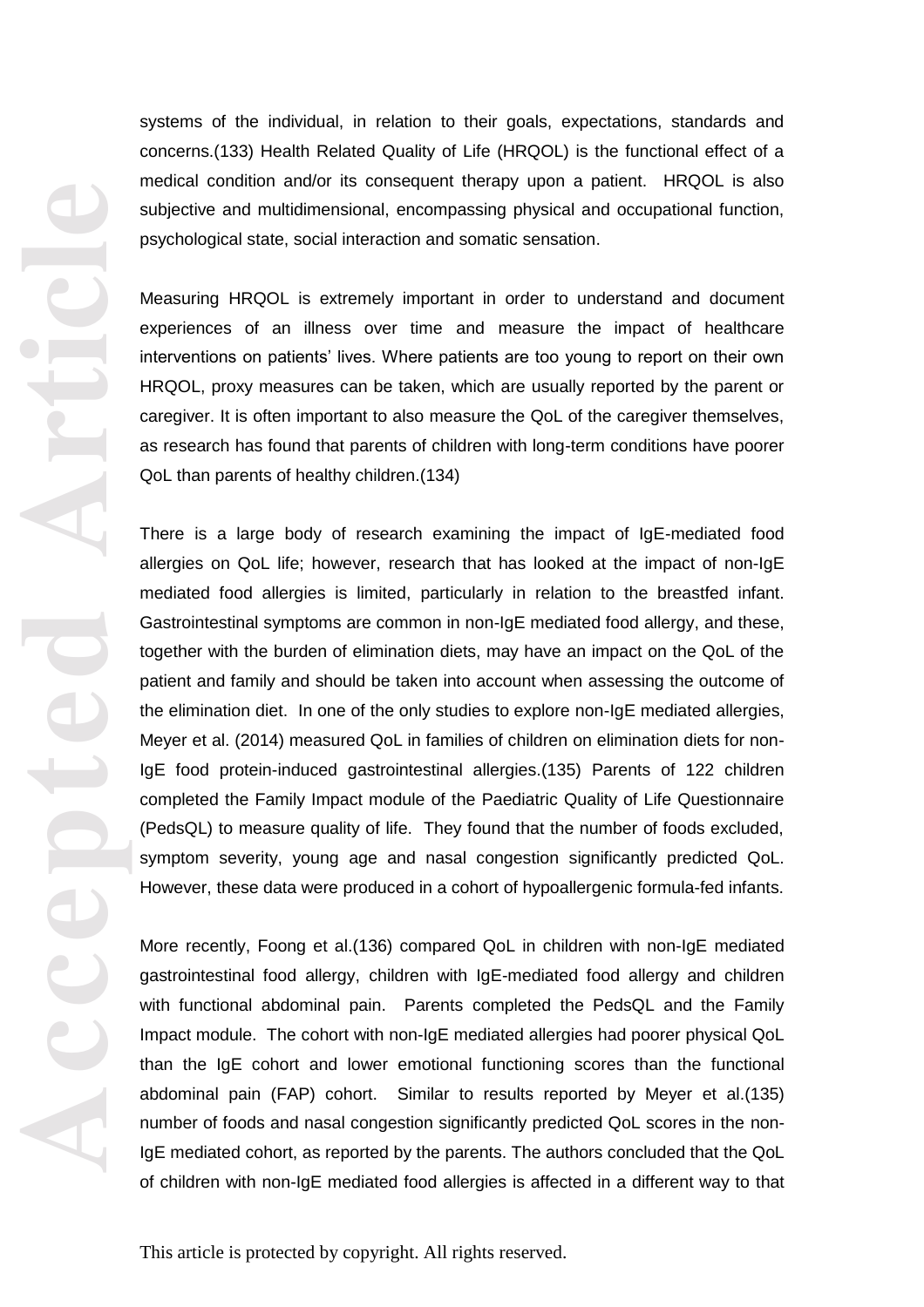systems of the individual, in relation to their goals, expectations, standards and concerns.(133) Health Related Quality of Life (HRQOL) is the functional effect of a medical condition and/or its consequent therapy upon a patient. HRQOL is also subjective and multidimensional, encompassing physical and occupational function, psychological state, social interaction and somatic sensation.

Measuring HRQOL is extremely important in order to understand and document experiences of an illness over time and measure the impact of healthcare interventions on patients' lives. Where patients are too young to report on their own HRQOL, proxy measures can be taken, which are usually reported by the parent or caregiver. It is often important to also measure the QoL of the caregiver themselves, as research has found that parents of children with long-term conditions have poorer QoL than parents of healthy children.(134)

There is a large body of research examining the impact of IgE-mediated food allergies on QoL life; however, research that has looked at the impact of non-IgE mediated food allergies is limited, particularly in relation to the breastfed infant. Gastrointestinal symptoms are common in non-IgE mediated food allergy, and these, together with the burden of elimination diets, may have an impact on the QoL of the patient and family and should be taken into account when assessing the outcome of the elimination diet. In one of the only studies to explore non-IgE mediated allergies, Meyer et al. (2014) measured QoL in families of children on elimination diets for non-IgE food protein-induced gastrointestinal allergies.(135) Parents of 122 children completed the Family Impact module of the Paediatric Quality of Life Questionnaire (PedsQL) to measure quality of life. They found that the number of foods excluded, symptom severity, young age and nasal congestion significantly predicted QoL. However, these data were produced in a cohort of hypoallergenic formula-fed infants.

More recently, Foong et al.(136) compared QoL in children with non-IgE mediated gastrointestinal food allergy, children with IgE-mediated food allergy and children with functional abdominal pain. Parents completed the PedsQL and the Family Impact module. The cohort with non-IgE mediated allergies had poorer physical QoL than the IgE cohort and lower emotional functioning scores than the functional abdominal pain (FAP) cohort. Similar to results reported by Meyer et al.(135) number of foods and nasal congestion significantly predicted QoL scores in the non-IgE mediated cohort, as reported by the parents. The authors concluded that the QoL of children with non-IgE mediated food allergies is affected in a different way to that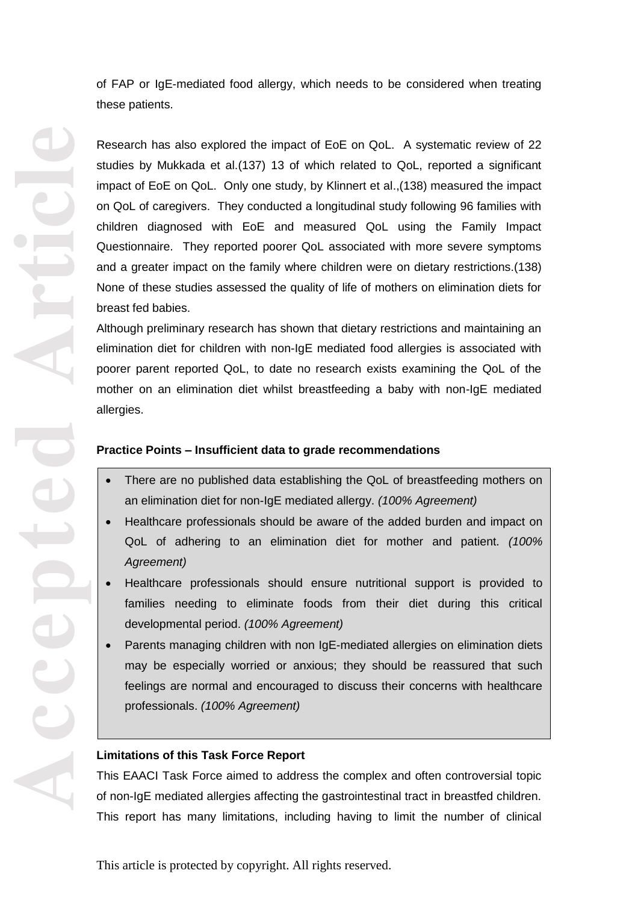of FAP or IgE-mediated food allergy, which needs to be considered when treating these patients.

Research has also explored the impact of EoE on QoL. A systematic review of 22 studies by Mukkada et al.(137) 13 of which related to QoL, reported a significant impact of EoE on QoL. Only one study, by Klinnert et al.,(138) measured the impact on QoL of caregivers. They conducted a longitudinal study following 96 families with children diagnosed with EoE and measured QoL using the Family Impact Questionnaire. They reported poorer QoL associated with more severe symptoms and a greater impact on the family where children were on dietary restrictions.(138) None of these studies assessed the quality of life of mothers on elimination diets for breast fed babies.

Although preliminary research has shown that dietary restrictions and maintaining an elimination diet for children with non-IgE mediated food allergies is associated with poorer parent reported QoL, to date no research exists examining the QoL of the mother on an elimination diet whilst breastfeeding a baby with non-IgE mediated allergies.

**Practice Points – Insufficient data to grade recommendations**

- There are no published data establishing the QoL of breastfeeding mothers on an elimination diet for non-IgE mediated allergy. *(100% Agreement)*
- Healthcare professionals should be aware of the added burden and impact on QoL of adhering to an elimination diet for mother and patient. *(100% Agreement)*
- Healthcare professionals should ensure nutritional support is provided to families needing to eliminate foods from their diet during this critical developmental period. *(100% Agreement)*
- Parents managing children with non IgE-mediated allergies on elimination diets may be especially worried or anxious; they should be reassured that such feelings are normal and encouraged to discuss their concerns with healthcare professionals. *(100% Agreement)*

**Limitations of this Task Force Report**

This EAACI Task Force aimed to address the complex and often controversial topic of non-IgE mediated allergies affecting the gastrointestinal tract in breastfed children. This report has many limitations, including having to limit the number of clinical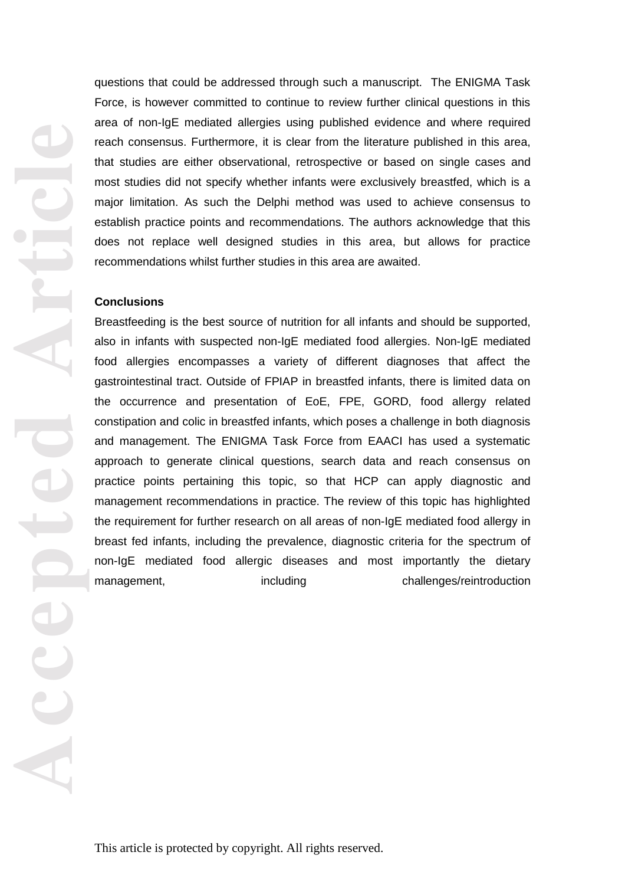questions that could be addressed through such a manuscript. The ENIGMA Task Force, is however committed to continue to review further clinical questions in this area of non-IgE mediated allergies using published evidence and where required reach consensus. Furthermore, it is clear from the literature published in this area, that studies are either observational, retrospective or based on single cases and most studies did not specify whether infants were exclusively breastfed, which is a major limitation. As such the Delphi method was used to achieve consensus to establish practice points and recommendations. The authors acknowledge that this does not replace well designed studies in this area, but allows for practice recommendations whilst further studies in this area are awaited.

**Conclusions**

Breastfeeding is the best source of nutrition for all infants and should be supported, also in infants with suspected non-IgE mediated food allergies. Non-IgE mediated food allergies encompasses a variety of different diagnoses that affect the gastrointestinal tract. Outside of FPIAP in breastfed infants, there is limited data on the occurrence and presentation of EoE, FPE, GORD, food allergy related constipation and colic in breastfed infants, which poses a challenge in both diagnosis and management. The ENIGMA Task Force from EAACI has used a systematic approach to generate clinical questions, search data and reach consensus on practice points pertaining this topic, so that HCP can apply diagnostic and management recommendations in practice. The review of this topic has highlighted the requirement for further research on all areas of non-IgE mediated food allergy in breast fed infants, including the prevalence, diagnostic criteria for the spectrum of non-IgE mediated food allergic diseases and most importantly the dietary management, including challenges/reintroduction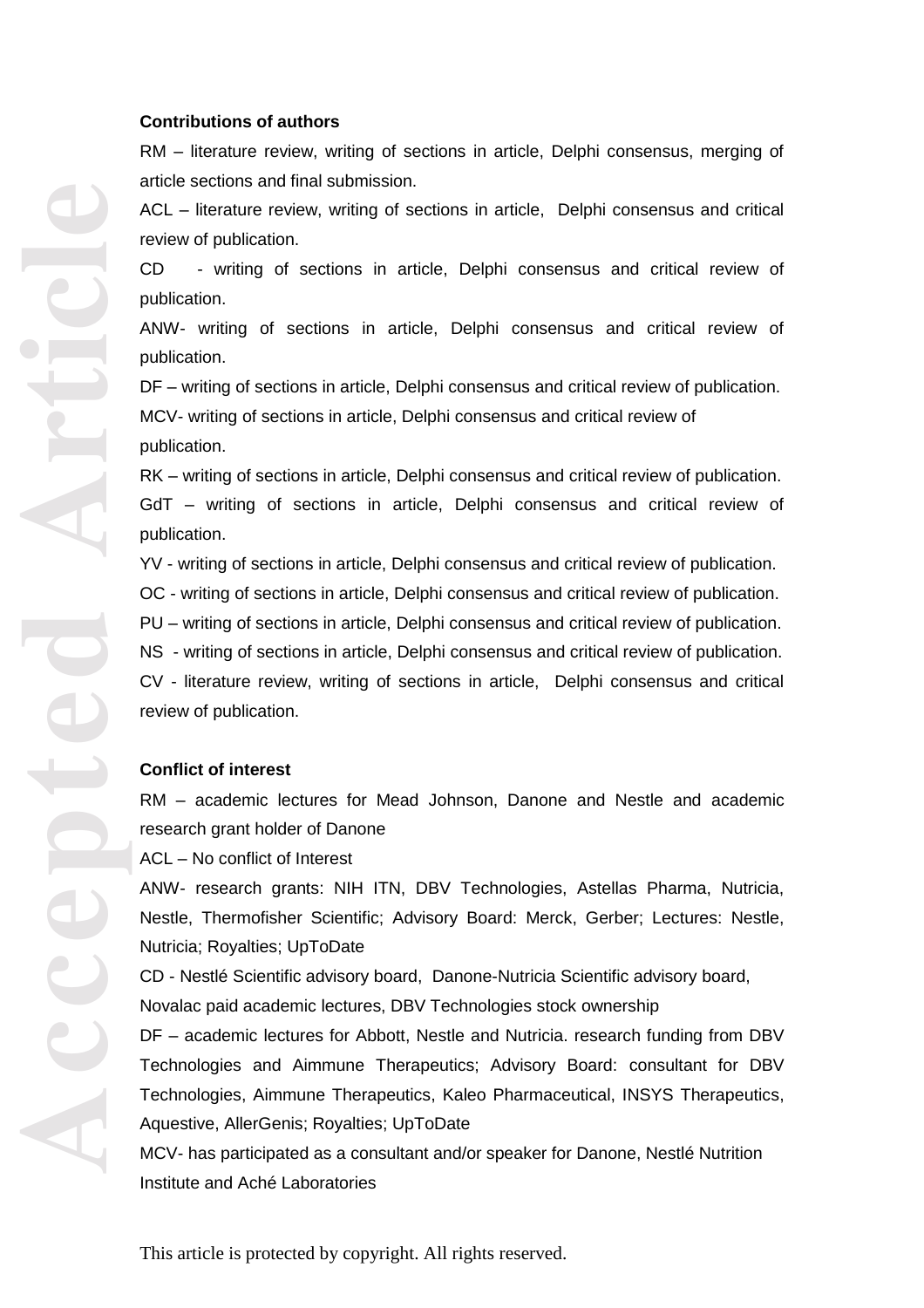**Contributions of authors**

RM – literature review, writing of sections in article, Delphi consensus, merging of article sections and final submission.

ACL – literature review, writing of sections in article, Delphi consensus and critical review of publication.

CD - writing of sections in article, Delphi consensus and critical review of publication.

ANW- writing of sections in article, Delphi consensus and critical review of publication.

DF – writing of sections in article, Delphi consensus and critical review of publication.

MCV- writing of sections in article, Delphi consensus and critical review of publication.

RK – writing of sections in article, Delphi consensus and critical review of publication.

GdT – writing of sections in article, Delphi consensus and critical review of publication.

YV - writing of sections in article, Delphi consensus and critical review of publication.

OC - writing of sections in article, Delphi consensus and critical review of publication.

PU – writing of sections in article, Delphi consensus and critical review of publication.

NS - writing of sections in article, Delphi consensus and critical review of publication.

CV - literature review, writing of sections in article, Delphi consensus and critical review of publication.

**Conflict of interest**

RM – academic lectures for Mead Johnson, Danone and Nestle and academic research grant holder of Danone

ACL – No conflict of Interest

ANW- research grants: NIH ITN, DBV Technologies, Astellas Pharma, Nutricia, Nestle, Thermofisher Scientific; Advisory Board: Merck, Gerber; Lectures: Nestle, Nutricia; Royalties; UpToDate

CD - Nestlé Scientific advisory board, Danone-Nutricia Scientific advisory board, Novalac paid academic lectures, DBV Technologies stock ownership

DF – academic lectures for Abbott, Nestle and Nutricia. research funding from DBV Technologies and Aimmune Therapeutics; Advisory Board: consultant for DBV Technologies, Aimmune Therapeutics, Kaleo Pharmaceutical, INSYS Therapeutics, Aquestive, AllerGenis; Royalties; UpToDate

MCV- has participated as a consultant and/or speaker for Danone, Nestlé Nutrition Institute and Aché Laboratories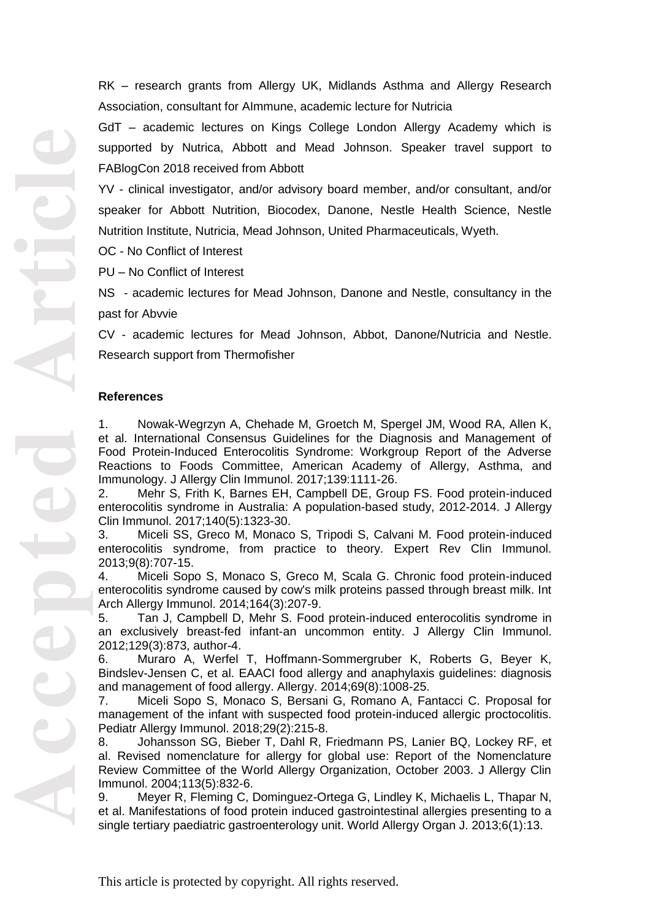RK – research grants from Allergy UK, Midlands Asthma and Allergy Research Association, consultant for AImmune, academic lecture for Nutricia

GdT – academic lectures on Kings College London Allergy Academy which is supported by Nutrica, Abbott and Mead Johnson. Speaker travel support to FABlogCon 2018 received from Abbott

YV - clinical investigator, and/or advisory board member, and/or consultant, and/or speaker for Abbott Nutrition, Biocodex, Danone, Nestle Health Science, Nestle Nutrition Institute, Nutricia, Mead Johnson, United Pharmaceuticals, Wyeth.

OC - No Conflict of Interest

PU – No Conflict of Interest

NS - academic lectures for Mead Johnson, Danone and Nestle, consultancy in the past for Abvvie

CV - academic lectures for Mead Johnson, Abbot, Danone/Nutricia and Nestle. Research support from Thermofisher

**References**

1. Nowak-Wegrzyn A, Chehade M, Groetch M, Spergel JM, Wood RA, Allen K, et al. International Consensus Guidelines for the Diagnosis and Management of Food Protein-Induced Enterocolitis Syndrome: Workgroup Report of the Adverse Reactions to Foods Committee, American Academy of Allergy, Asthma, and Immunology. J Allergy Clin Immunol. 2017;139:1111-26.
2. Mehr S, Frith K, Barnes EH, Campbell DE, Group FS. Food protein-induced enterocolitis syndrome in Australia: A population-based study, 2012-2014. J Allergy Clin Immunol. 2017;140(5):1323-30.
3. Miceli SS, Greco M, Monaco S, Tripodi S, Calvani M. Food protein-induced enterocolitis syndrome, from practice to theory. Expert Rev Clin Immunol. 2013;9(8):707-15.
4. Miceli Sopo S, Monaco S, Greco M, Scala G. Chronic food protein-induced enterocolitis syndrome caused by cow's milk proteins passed through breast milk. Int Arch Allergy Immunol. 2014;164(3):207-9.
5. Tan J, Campbell D, Mehr S. Food protein-induced enterocolitis syndrome in an exclusively breast-fed infant-an uncommon entity. J Allergy Clin Immunol. 2012;129(3):873, author-4.
6. Muraro A, Werfel T, Hoffmann-Sommergruber K, Roberts G, Beyer K, Bindslev-Jensen C, et al. EAACI food allergy and anaphylaxis guidelines: diagnosis and management of food allergy. Allergy. 2014;69(8):1008-25.
7. Miceli Sopo S, Monaco S, Bersani G, Romano A, Fantacci C. Proposal for management of the infant with suspected food protein-induced allergic proctocolitis. Pediatr Allergy Immunol. 2018;29(2):215-8.
8. Johansson SG, Bieber T, Dahl R, Friedmann PS, Lanier BQ, Lockey RF, et al. Revised nomenclature for allergy for global use: Report of the Nomenclature Review Committee of the World Allergy Organization, October 2003. J Allergy Clin Immunol. 2004;113(5):832-6.
9. Meyer R, Fleming C, Dominguez-Ortega G, Lindley K, Michaelis L, Thapar N, et al. Manifestations of food protein induced gastrointestinal allergies presenting to a single tertiary paediatric gastroenterology unit. World Allergy Organ J. 2013;6(1):13.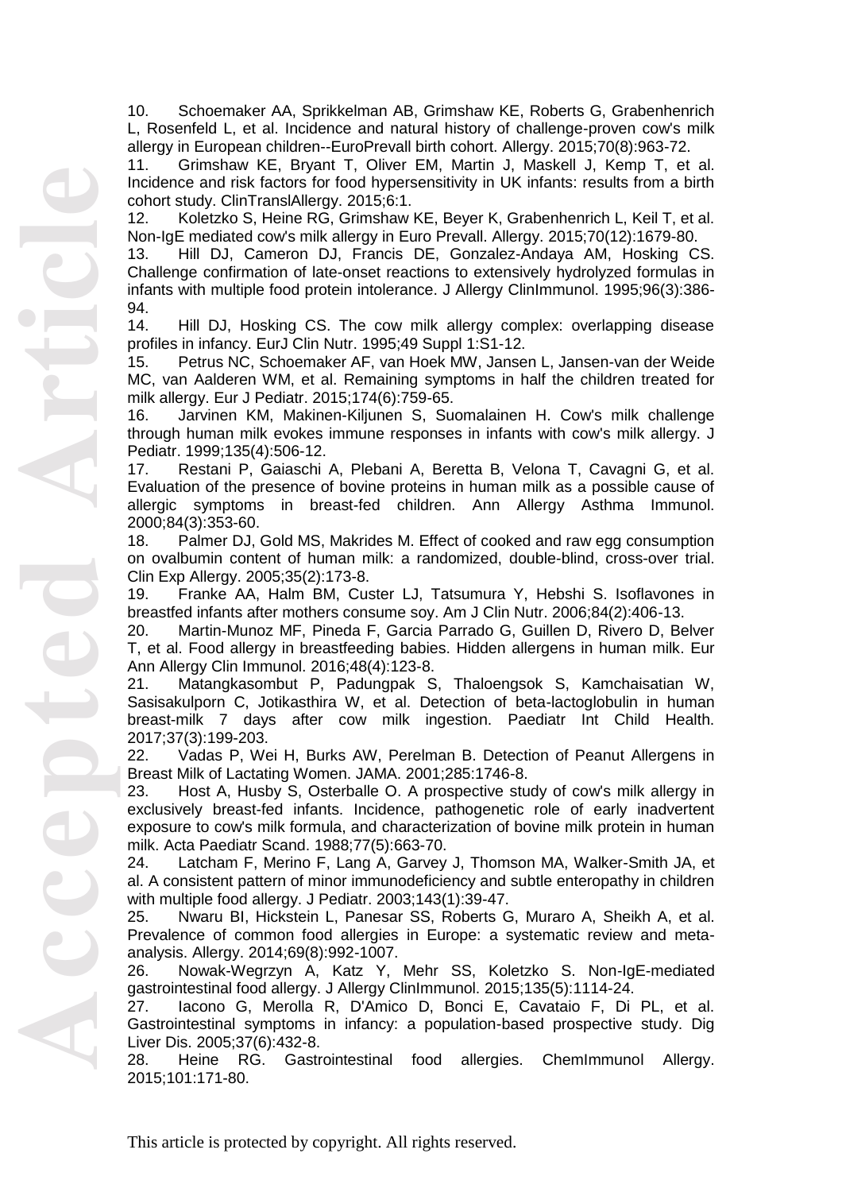10. Schoemaker AA, Sprikkelman AB, Grimshaw KE, Roberts G, Grabenhenrich L, Rosenfeld L, et al. Incidence and natural history of challenge-proven cow's milk allergy in European children--EuroPrevall birth cohort. Allergy. 2015;70(8):963-72.
11. Grimshaw KE, Bryant T, Oliver EM, Martin J, Maskell J, Kemp T, et al. Incidence and risk factors for food hypersensitivity in UK infants: results from a birth cohort study. ClinTranslAllergy. 2015;6:1.
12. Koletzko S, Heine RG, Grimshaw KE, Beyer K, Grabenhenrich L, Keil T, et al. Non-IgE mediated cow's milk allergy in Euro Prevall. Allergy. 2015;70(12):1679-80.
13. Hill DJ, Cameron DJ, Francis DE, Gonzalez-Andaya AM, Hosking CS. Challenge confirmation of late-onset reactions to extensively hydrolyzed formulas in infants with multiple food protein intolerance. J Allergy ClinImmunol. 1995;96(3):386-94.
14. Hill DJ, Hosking CS. The cow milk allergy complex: overlapping disease profiles in infancy. EurJ Clin Nutr. 1995;49 Suppl 1:S1-12.
15. Petrus NC, Schoemaker AF, van Hoek MW, Jansen L, Jansen-van der Weide MC, van Aalderen WM, et al. Remaining symptoms in half the children treated for milk allergy. Eur J Pediatr. 2015;174(6):759-65.
16. Jarvinen KM, Makinen-Kiljunen S, Suomalainen H. Cow's milk challenge through human milk evokes immune responses in infants with cow's milk allergy. J Pediatr. 1999;135(4):506-12.
17. Restani P, Gaiaschi A, Plebani A, Beretta B, Velona T, Cavagni G, et al. Evaluation of the presence of bovine proteins in human milk as a possible cause of allergic symptoms in breast-fed children. Ann Allergy Asthma Immunol. 2000;84(3):353-60.
18. Palmer DJ, Gold MS, Makrides M. Effect of cooked and raw egg consumption on ovalbumin content of human milk: a randomized, double-blind, cross-over trial. Clin Exp Allergy. 2005;35(2):173-8.
19. Franke AA, Halm BM, Custer LJ, Tatsumura Y, Hebshi S. Isoflavones in breastfed infants after mothers consume soy. Am J Clin Nutr. 2006;84(2):406-13.
20. Martin-Munoz MF, Pineda F, Garcia Parrado G, Guillen D, Rivero D, Belver T, et al. Food allergy in breastfeeding babies. Hidden allergens in human milk. Eur Ann Allergy Clin Immunol. 2016;48(4):123-8.
21. Matangkasombut P, Padungpak S, Thaloengsok S, Kamchaisatian W, Sasisakulporn C, Jotikasthira W, et al. Detection of beta-lactoglobulin in human breast-milk 7 days after cow milk ingestion. Paediatr Int Child Health. 2017;37(3):199-203.
22. Vadas P, Wei H, Burks AW, Perelman B. Detection of Peanut Allergens in Breast Milk of Lactating Women. JAMA. 2001;285:1746-8.
23. Host A, Husby S, Osterballe O. A prospective study of cow's milk allergy in exclusively breast-fed infants. Incidence, pathogenetic role of early inadvertent exposure to cow's milk formula, and characterization of bovine milk protein in human milk. Acta Paediatr Scand. 1988;77(5):663-70.
24. Latcham F, Merino F, Lang A, Garvey J, Thomson MA, Walker-Smith JA, et al. A consistent pattern of minor immunodeficiency and subtle enteropathy in children with multiple food allergy. J Pediatr. 2003;143(1):39-47.
25. Nwaru BI, Hickstein L, Panesar SS, Roberts G, Muraro A, Sheikh A, et al. Prevalence of common food allergies in Europe: a systematic review and meta-analysis. Allergy. 2014;69(8):992-1007.
26. Nowak-Wegrzyn A, Katz Y, Mehr SS, Koletzko S. Non-IgE-mediated gastrointestinal food allergy. J Allergy ClinImmunol. 2015;135(5):1114-24.
27. Iacono G, Merolla R, D'Amico D, Bonci E, Cavataio F, Di PL, et al. Gastrointestinal symptoms in infancy: a population-based prospective study. Dig Liver Dis. 2005;37(6):432-8.
28. Heine RG. Gastrointestinal food allergies. ChemImmunol Allergy. 2015;101:171-80.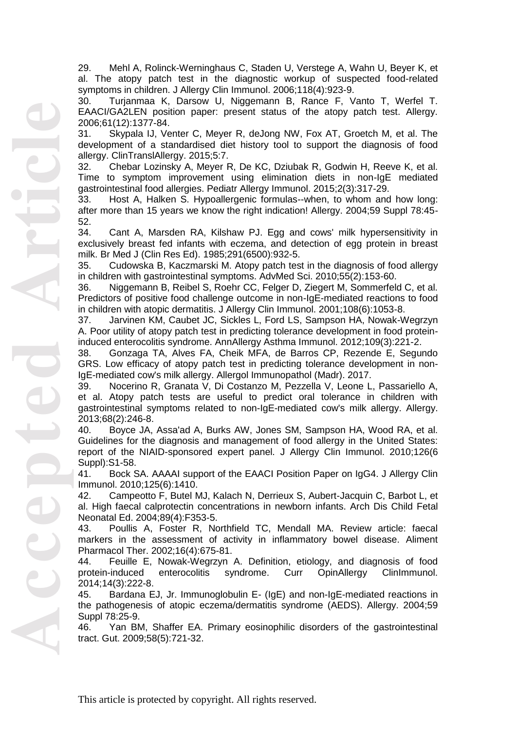29. Mehl A, Rolinck-Werninghaus C, Staden U, Verstege A, Wahn U, Beyer K, et al. The atopy patch test in the diagnostic workup of suspected food-related symptoms in children. J Allergy Clin Immunol. 2006;118(4):923-9.

30. Turjanmaa K, Darsow U, Niggemann B, Rance F, Vanto T, Werfel T. EAACI/GA2LEN position paper: present status of the atopy patch test. Allergy. 2006;61(12):1377-84.

31. Skypala IJ, Venter C, Meyer R, deJong NW, Fox AT, Groetch M, et al. The development of a standardised diet history tool to support the diagnosis of food allergy. ClinTranslAllergy. 2015;5:7.

32. Chebar Lozinsky A, Meyer R, De KC, Dziubak R, Godwin H, Reeve K, et al. Time to symptom improvement using elimination diets in non-IgE mediated gastrointestinal food allergies. Pediatr Allergy Immunol. 2015;2(3):317-29.

33. Host A, Halken S. Hypoallergenic formulas--when, to whom and how long: after more than 15 years we know the right indication! Allergy. 2004;59 Suppl 78:45-52.

34. Cant A, Marsden RA, Kilshaw PJ. Egg and cows' milk hypersensitivity in exclusively breast fed infants with eczema, and detection of egg protein in breast milk. Br Med J (Clin Res Ed). 1985;291(6500):932-5.

35. Cudowska B, Kaczmarski M. Atopy patch test in the diagnosis of food allergy in children with gastrointestinal symptoms. AdvMed Sci. 2010;55(2):153-60.

36. Niggemann B, Reibel S, Roehr CC, Felger D, Ziegert M, Sommerfeld C, et al. Predictors of positive food challenge outcome in non-IgE-mediated reactions to food in children with atopic dermatitis. J Allergy Clin Immunol. 2001;108(6):1053-8.

37. Jarvinen KM, Caubet JC, Sickles L, Ford LS, Sampson HA, Nowak-Wegrzyn A. Poor utility of atopy patch test in predicting tolerance development in food protein-induced enterocolitis syndrome. AnnAllergy Asthma Immunol. 2012;109(3):221-2.

38. Gonzaga TA, Alves FA, Cheik MFA, de Barros CP, Rezende E, Segundo GRS. Low efficacy of atopy patch test in predicting tolerance development in non-IgE-mediated cow's milk allergy. Allergol Immunopathol (Madr). 2017.

39. Nocerino R, Granata V, Di Costanzo M, Pezzella V, Leone L, Passariello A, et al. Atopy patch tests are useful to predict oral tolerance in children with gastrointestinal symptoms related to non-IgE-mediated cow's milk allergy. Allergy. 2013;68(2):246-8.

40. Boyce JA, Assa'ad A, Burks AW, Jones SM, Sampson HA, Wood RA, et al. Guidelines for the diagnosis and management of food allergy in the United States: report of the NIAID-sponsored expert panel. J Allergy Clin Immunol. 2010;126(6 Suppl):S1-58.

41. Bock SA. AAAAI support of the EAACI Position Paper on IgG4. J Allergy Clin Immunol. 2010;125(6):1410.

42. Campeotto F, Butel MJ, Kalach N, Derrieux S, Aubert-Jacquin C, Barbot L, et al. High faecal calprotectin concentrations in newborn infants. Arch Dis Child Fetal Neonatal Ed. 2004;89(4):F353-5.

43. Poullis A, Foster R, Northfield TC, Mendall MA. Review article: faecal markers in the assessment of activity in inflammatory bowel disease. Aliment Pharmacol Ther. 2002;16(4):675-81.

44. Feuille E, Nowak-Wegrzyn A. Definition, etiology, and diagnosis of food protein-induced enterocolitis syndrome. Curr OpinAllergy ClinImmunol. 2014;14(3):222-8.

45. Bardana EJ, Jr. Immunoglobulin E- (IgE) and non-IgE-mediated reactions in the pathogenesis of atopic eczema/dermatitis syndrome (AEDS). Allergy. 2004;59 Suppl 78:25-9.

46. Yan BM, Shaffer EA. Primary eosinophilic disorders of the gastrointestinal tract. Gut. 2009;58(5):721-32.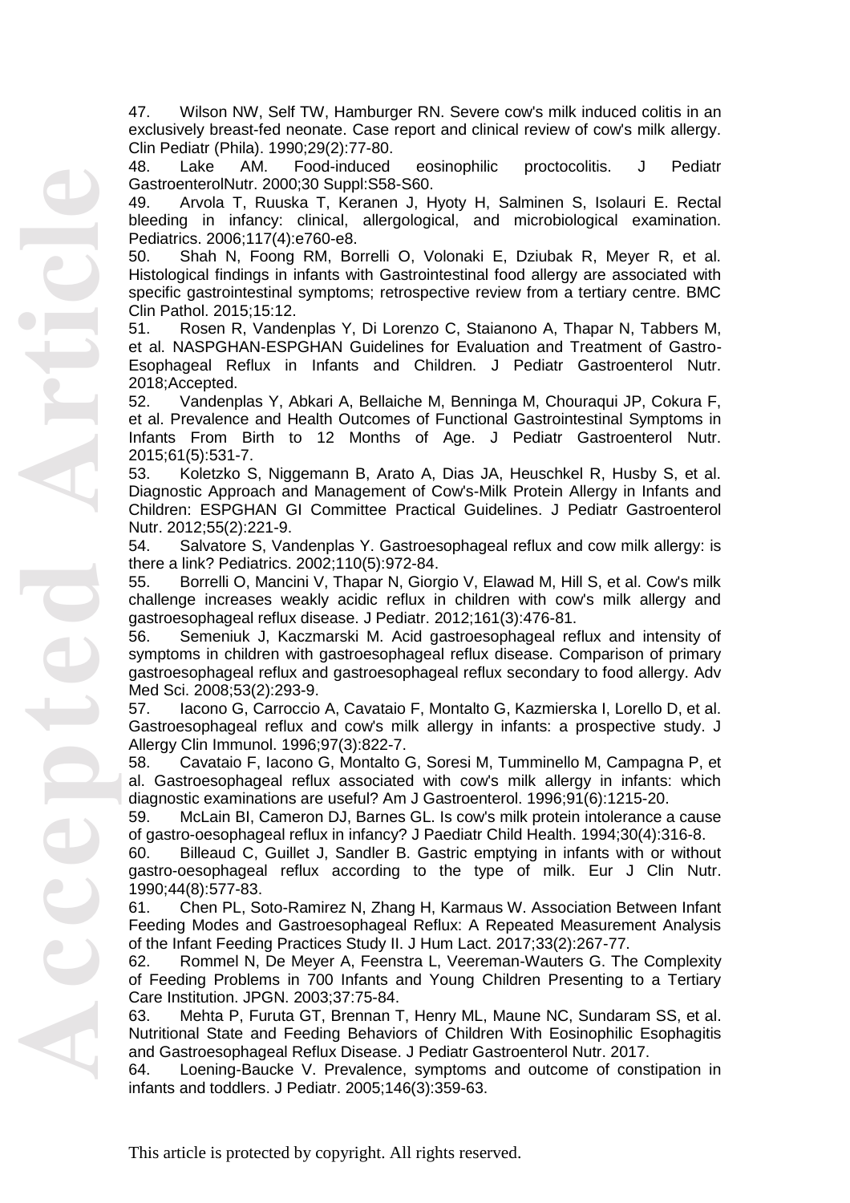47. Wilson NW, Self TW, Hamburger RN. Severe cow's milk induced colitis in an exclusively breast-fed neonate. Case report and clinical review of cow's milk allergy. Clin Pediatr (Phila). 1990;29(2):77-80.

48. Lake AM. Food-induced eosinophilic proctocolitis. J Pediatr GastroenterolNutr. 2000;30 Suppl:S58-S60.

49. Arvola T, Ruuska T, Keranen J, Hyoty H, Salminen S, Isolauri E. Rectal bleeding in infancy: clinical, allergological, and microbiological examination. Pediatrics. 2006;117(4):e760-e8.

50. Shah N, Foong RM, Borrelli O, Volonaki E, Dziubak R, Meyer R, et al. Histological findings in infants with Gastrointestinal food allergy are associated with specific gastrointestinal symptoms; retrospective review from a tertiary centre. BMC Clin Pathol. 2015;15:12.

51. Rosen R, Vandenplas Y, Di Lorenzo C, Staianono A, Thapar N, Tabbers M, et al. NASPGHAN-ESPGHAN Guidelines for Evaluation and Treatment of Gastro-Esophageal Reflux in Infants and Children. J Pediatr Gastroenterol Nutr. 2018;Accepted.

52. Vandenplas Y, Abkari A, Bellaiche M, Benninga M, Chouraqui JP, Cokura F, et al. Prevalence and Health Outcomes of Functional Gastrointestinal Symptoms in Infants From Birth to 12 Months of Age. J Pediatr Gastroenterol Nutr. 2015;61(5):531-7.

53. Koletzko S, Niggemann B, Arato A, Dias JA, Heuschkel R, Husby S, et al. Diagnostic Approach and Management of Cow's-Milk Protein Allergy in Infants and Children: ESPGHAN GI Committee Practical Guidelines. J Pediatr Gastroenterol Nutr. 2012;55(2):221-9.

54. Salvatore S, Vandenplas Y. Gastroesophageal reflux and cow milk allergy: is there a link? Pediatrics. 2002;110(5):972-84.

55. Borrelli O, Mancini V, Thapar N, Giorgio V, Elawad M, Hill S, et al. Cow's milk challenge increases weakly acidic reflux in children with cow's milk allergy and gastroesophageal reflux disease. J Pediatr. 2012;161(3):476-81.

56. Semeniuk J, Kaczmarski M. Acid gastroesophageal reflux and intensity of symptoms in children with gastroesophageal reflux disease. Comparison of primary gastroesophageal reflux and gastroesophageal reflux secondary to food allergy. Adv Med Sci. 2008;53(2):293-9.

57. Iacono G, Carroccio A, Cavataio F, Montalto G, Kazmierska I, Lorello D, et al. Gastroesophageal reflux and cow's milk allergy in infants: a prospective study. J Allergy Clin Immunol. 1996;97(3):822-7.

58. Cavataio F, Iacono G, Montalto G, Soresi M, Tumminello M, Campagna P, et al. Gastroesophageal reflux associated with cow's milk allergy in infants: which diagnostic examinations are useful? Am J Gastroenterol. 1996;91(6):1215-20.

59. McLain BI, Cameron DJ, Barnes GL. Is cow's milk protein intolerance a cause of gastro-oesophageal reflux in infancy? J Paediatr Child Health. 1994;30(4):316-8.

60. Billeaud C, Guillet J, Sandler B. Gastric emptying in infants with or without gastro-oesophageal reflux according to the type of milk. Eur J Clin Nutr. 1990;44(8):577-83.

61. Chen PL, Soto-Ramirez N, Zhang H, Karmaus W. Association Between Infant Feeding Modes and Gastroesophageal Reflux: A Repeated Measurement Analysis of the Infant Feeding Practices Study II. J Hum Lact. 2017;33(2):267-77.

62. Rommel N, De Meyer A, Feenstra L, Veereman-Wauters G. The Complexity of Feeding Problems in 700 Infants and Young Children Presenting to a Tertiary Care Institution. JPGN. 2003;37:75-84.

63. Mehta P, Furuta GT, Brennan T, Henry ML, Maune NC, Sundaram SS, et al. Nutritional State and Feeding Behaviors of Children With Eosinophilic Esophagitis and Gastroesophageal Reflux Disease. J Pediatr Gastroenterol Nutr. 2017.

64. Loening-Baucke V. Prevalence, symptoms and outcome of constipation in infants and toddlers. J Pediatr. 2005;146(3):359-63.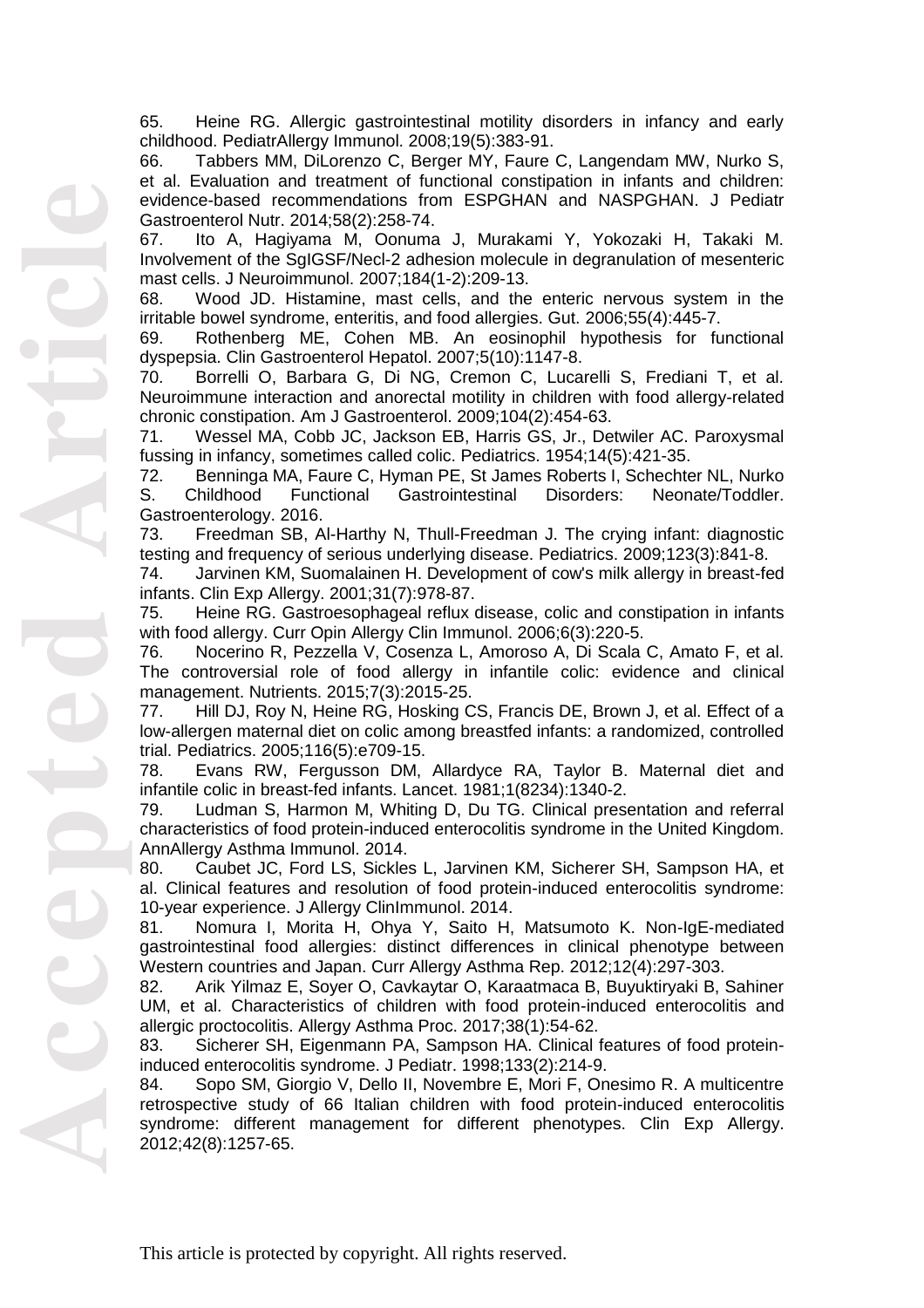65. Heine RG. Allergic gastrointestinal motility disorders in infancy and early childhood. PediatrAllergy Immunol. 2008;19(5):383-91.

66. Tabbers MM, DiLorenzo C, Berger MY, Faure C, Langendam MW, Nurko S, et al. Evaluation and treatment of functional constipation in infants and children: evidence-based recommendations from ESPGHAN and NASPGHAN. J Pediatr Gastroenterol Nutr. 2014;58(2):258-74.

67. Ito A, Hagiyama M, Oonuma J, Murakami Y, Yokozaki H, Takaki M. Involvement of the SgIGSF/Necl-2 adhesion molecule in degranulation of mesenteric mast cells. J Neuroimmunol. 2007;184(1-2):209-13.

68. Wood JD. Histamine, mast cells, and the enteric nervous system in the irritable bowel syndrome, enteritis, and food allergies. Gut. 2006;55(4):445-7.

69. Rothenberg ME, Cohen MB. An eosinophil hypothesis for functional dyspepsia. Clin Gastroenterol Hepatol. 2007;5(10):1147-8.

70. Borrelli O, Barbara G, Di NG, Cremon C, Lucarelli S, Frediani T, et al. Neuroimmune interaction and anorectal motility in children with food allergy-related chronic constipation. Am J Gastroenterol. 2009;104(2):454-63.

71. Wessel MA, Cobb JC, Jackson EB, Harris GS, Jr., Detwiler AC. Paroxysmal fussing in infancy, sometimes called colic. Pediatrics. 1954;14(5):421-35.

72. Benninga MA, Faure C, Hyman PE, St James Roberts I, Schechter NL, Nurko S. Childhood Functional Gastrointestinal Disorders: Neonate/Toddler. Gastroenterology. 2016.

73. Freedman SB, Al-Harthy N, Thull-Freedman J. The crying infant: diagnostic testing and frequency of serious underlying disease. Pediatrics. 2009;123(3):841-8.

74. Jarvinen KM, Suomalainen H. Development of cow's milk allergy in breast-fed infants. Clin Exp Allergy. 2001;31(7):978-87.

75. Heine RG. Gastroesophageal reflux disease, colic and constipation in infants with food allergy. Curr Opin Allergy Clin Immunol. 2006;6(3):220-5.

76. Nocerino R, Pezzella V, Cosenza L, Amoroso A, Di Scala C, Amato F, et al. The controversial role of food allergy in infantile colic: evidence and clinical management. Nutrients. 2015;7(3):2015-25.

77. Hill DJ, Roy N, Heine RG, Hosking CS, Francis DE, Brown J, et al. Effect of a low-allergen maternal diet on colic among breastfed infants: a randomized, controlled trial. Pediatrics. 2005;116(5):e709-15.

78. Evans RW, Fergusson DM, Allardyce RA, Taylor B. Maternal diet and infantile colic in breast-fed infants. Lancet. 1981;1(8234):1340-2.

79. Ludman S, Harmon M, Whiting D, Du TG. Clinical presentation and referral characteristics of food protein-induced enterocolitis syndrome in the United Kingdom. AnnAllergy Asthma Immunol. 2014.

80. Caubet JC, Ford LS, Sickles L, Jarvinen KM, Sicherer SH, Sampson HA, et al. Clinical features and resolution of food protein-induced enterocolitis syndrome: 10-year experience. J Allergy ClinImmunol. 2014.

81. Nomura I, Morita H, Ohya Y, Saito H, Matsumoto K. Non-IgE-mediated gastrointestinal food allergies: distinct differences in clinical phenotype between Western countries and Japan. Curr Allergy Asthma Rep. 2012;12(4):297-303.

82. Arik Yilmaz E, Soyer O, Cavkaytar O, Karaatmaca B, Buyuktiryaki B, Sahiner UM, et al. Characteristics of children with food protein-induced enterocolitis and allergic proctocolitis. Allergy Asthma Proc. 2017;38(1):54-62.

83. Sicherer SH, Eigenmann PA, Sampson HA. Clinical features of food protein-induced enterocolitis syndrome. J Pediatr. 1998;133(2):214-9.

84. Sopo SM, Giorgio V, Dello II, Novembre E, Mori F, Onesimo R. A multicentre retrospective study of 66 Italian children with food protein-induced enterocolitis syndrome: different management for different phenotypes. Clin Exp Allergy. 2012;42(8):1257-65.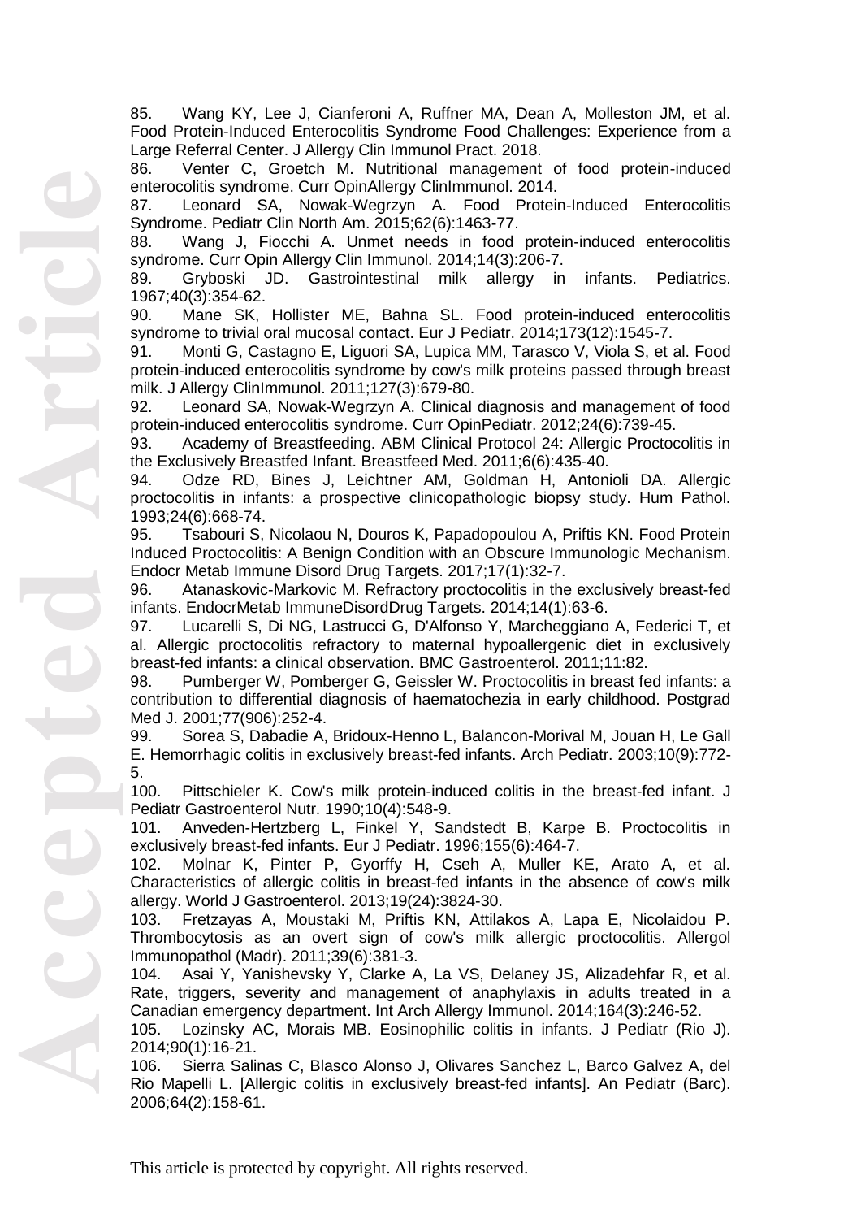85. Wang KY, Lee J, Cianferoni A, Ruffner MA, Dean A, Molleston JM, et al. Food Protein-Induced Enterocolitis Syndrome Food Challenges: Experience from a Large Referral Center. J Allergy Clin Immunol Pract. 2018.

86. Venter C, Groetch M. Nutritional management of food protein-induced enterocolitis syndrome. Curr OpinAllergy ClinImmunol. 2014.

87. Leonard SA, Nowak-Wegrzyn A. Food Protein-Induced Enterocolitis Syndrome. Pediatr Clin North Am. 2015;62(6):1463-77.

88. Wang J, Fiocchi A. Unmet needs in food protein-induced enterocolitis syndrome. Curr Opin Allergy Clin Immunol. 2014;14(3):206-7.

89. Gryboski JD. Gastrointestinal milk allergy in infants. Pediatrics. 1967;40(3):354-62.

90. Mane SK, Hollister ME, Bahna SL. Food protein-induced enterocolitis syndrome to trivial oral mucosal contact. Eur J Pediatr. 2014;173(12):1545-7.

91. Monti G, Castagno E, Liguori SA, Lupica MM, Tarasco V, Viola S, et al. Food protein-induced enterocolitis syndrome by cow's milk proteins passed through breast milk. J Allergy ClinImmunol. 2011;127(3):679-80.

92. Leonard SA, Nowak-Wegrzyn A. Clinical diagnosis and management of food protein-induced enterocolitis syndrome. Curr OpinPediatr. 2012;24(6):739-45.

93. Academy of Breastfeeding. ABM Clinical Protocol 24: Allergic Proctocolitis in the Exclusively Breastfed Infant. Breastfeed Med. 2011;6(6):435-40.

94. Odze RD, Bines J, Leichtner AM, Goldman H, Antonioli DA. Allergic proctocolitis in infants: a prospective clinicopathologic biopsy study. Hum Pathol. 1993;24(6):668-74.

95. Tsabouri S, Nicolaou N, Douros K, Papadopoulou A, Priftis KN. Food Protein Induced Proctocolitis: A Benign Condition with an Obscure Immunologic Mechanism. Endocr Metab Immune Disord Drug Targets. 2017;17(1):32-7.

96. Atanaskovic-Markovic M. Refractory proctocolitis in the exclusively breast-fed infants. EndocrMetab ImmuneDisordDrug Targets. 2014;14(1):63-6.

97. Lucarelli S, Di NG, Lastrucci G, D'Alfonso Y, Marcheggiano A, Federici T, et al. Allergic proctocolitis refractory to maternal hypoallergenic diet in exclusively breast-fed infants: a clinical observation. BMC Gastroenterol. 2011;11:82.

98. Pumberger W, Pomberger G, Geissler W. Proctocolitis in breast fed infants: a contribution to differential diagnosis of haematochezia in early childhood. Postgrad Med J. 2001;77(906):252-4.

99. Sorea S, Dabadie A, Bridoux-Henno L, Balancon-Morival M, Jouan H, Le Gall E. Hemorrhagic colitis in exclusively breast-fed infants. Arch Pediatr. 2003;10(9):772-5.

100. Pittschieler K. Cow's milk protein-induced colitis in the breast-fed infant. J Pediatr Gastroenterol Nutr. 1990;10(4):548-9.

101. Anveden-Hertzberg L, Finkel Y, Sandstedt B, Karpe B. Proctocolitis in exclusively breast-fed infants. Eur J Pediatr. 1996;155(6):464-7.

102. Molnar K, Pinter P, Gyorffy H, Cseh A, Muller KE, Arato A, et al. Characteristics of allergic colitis in breast-fed infants in the absence of cow's milk allergy. World J Gastroenterol. 2013;19(24):3824-30.

103. Fretzayas A, Moustaki M, Priftis KN, Attilakos A, Lapa E, Nicolaidou P. Thrombocytosis as an overt sign of cow's milk allergic proctocolitis. Allergol Immunopathol (Madr). 2011;39(6):381-3.

104. Asai Y, Yanishevsky Y, Clarke A, La VS, Delaney JS, Alizadehfar R, et al. Rate, triggers, severity and management of anaphylaxis in adults treated in a Canadian emergency department. Int Arch Allergy Immunol. 2014;164(3):246-52.

105. Lozinsky AC, Morais MB. Eosinophilic colitis in infants. J Pediatr (Rio J). 2014;90(1):16-21.

106. Sierra Salinas C, Blasco Alonso J, Olivares Sanchez L, Barco Galvez A, del Rio Mapelli L. [Allergic colitis in exclusively breast-fed infants]. An Pediatr (Barc). 2006;64(2):158-61.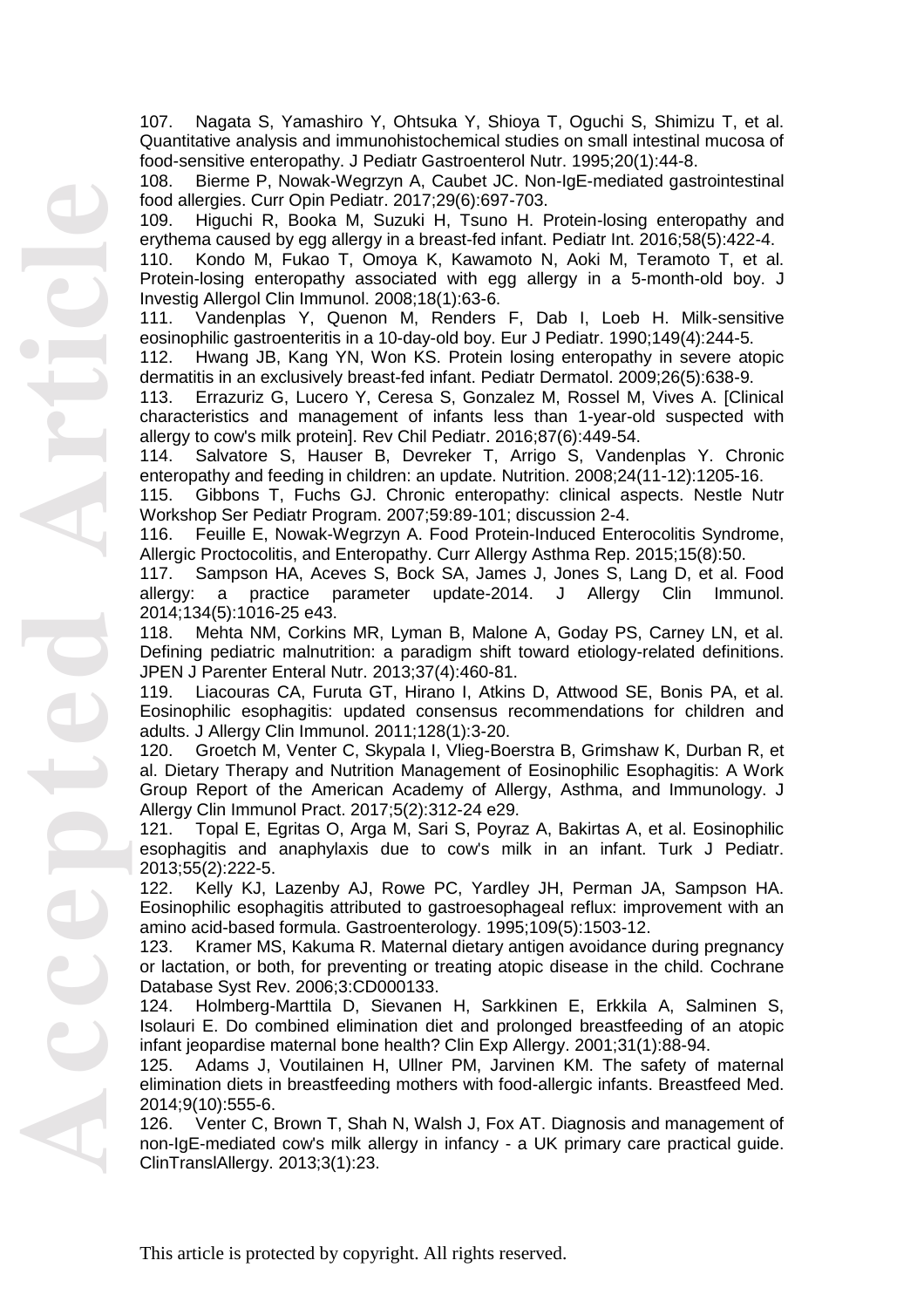107. Nagata S, Yamashiro Y, Ohtsuka Y, Shioya T, Oguchi S, Shimizu T, et al. Quantitative analysis and immunohistochemical studies on small intestinal mucosa of food-sensitive enteropathy. J Pediatr Gastroenterol Nutr. 1995;20(1):44-8.

108. Bierme P, Nowak-Wegrzyn A, Caubet JC. Non-IgE-mediated gastrointestinal food allergies. Curr Opin Pediatr. 2017;29(6):697-703.

109. Higuchi R, Booka M, Suzuki H, Tsuno H. Protein-losing enteropathy and erythema caused by egg allergy in a breast-fed infant. Pediatr Int. 2016;58(5):422-4.

110. Kondo M, Fukao T, Omoya K, Kawamoto N, Aoki M, Teramoto T, et al. Protein-losing enteropathy associated with egg allergy in a 5-month-old boy. J Investig Allergol Clin Immunol. 2008;18(1):63-6.

111. Vandenplas Y, Quenon M, Renders F, Dab I, Loeb H. Milk-sensitive eosinophilic gastroenteritis in a 10-day-old boy. Eur J Pediatr. 1990;149(4):244-5.

112. Hwang JB, Kang YN, Won KS. Protein losing enteropathy in severe atopic dermatitis in an exclusively breast-fed infant. Pediatr Dermatol. 2009;26(5):638-9.

113. Errazuriz G, Lucero Y, Ceresa S, Gonzalez M, Rossel M, Vives A. [Clinical characteristics and management of infants less than 1-year-old suspected with allergy to cow's milk protein]. Rev Chil Pediatr. 2016;87(6):449-54.

114. Salvatore S, Hauser B, Devreker T, Arrigo S, Vandenplas Y. Chronic enteropathy and feeding in children: an update. Nutrition. 2008;24(11-12):1205-16.

115. Gibbons T, Fuchs GJ. Chronic enteropathy: clinical aspects. Nestle Nutr Workshop Ser Pediatr Program. 2007;59:89-101; discussion 2-4.

116. Feuille E, Nowak-Wegrzyn A. Food Protein-Induced Enterocolitis Syndrome, Allergic Proctocolitis, and Enteropathy. Curr Allergy Asthma Rep. 2015;15(8):50.

117. Sampson HA, Aceves S, Bock SA, James J, Jones S, Lang D, et al. Food allergy: a practice parameter update-2014. J Allergy Clin Immunol. 2014;134(5):1016-25 e43.

118. Mehta NM, Corkins MR, Lyman B, Malone A, Goday PS, Carney LN, et al. Defining pediatric malnutrition: a paradigm shift toward etiology-related definitions. JPEN J Parenter Enteral Nutr. 2013;37(4):460-81.

119. Liacouras CA, Furuta GT, Hirano I, Atkins D, Attwood SE, Bonis PA, et al. Eosinophilic esophagitis: updated consensus recommendations for children and adults. J Allergy Clin Immunol. 2011;128(1):3-20.

120. Groetch M, Venter C, Skypala I, Vlieg-Boerstra B, Grimshaw K, Durban R, et al. Dietary Therapy and Nutrition Management of Eosinophilic Esophagitis: A Work Group Report of the American Academy of Allergy, Asthma, and Immunology. J Allergy Clin Immunol Pract. 2017;5(2):312-24 e29.

121. Topal E, Egritas O, Arga M, Sari S, Poyraz A, Bakirtas A, et al. Eosinophilic esophagitis and anaphylaxis due to cow's milk in an infant. Turk J Pediatr. 2013;55(2):222-5.

122. Kelly KJ, Lazenby AJ, Rowe PC, Yardley JH, Perman JA, Sampson HA. Eosinophilic esophagitis attributed to gastroesophageal reflux: improvement with an amino acid-based formula. Gastroenterology. 1995;109(5):1503-12.

123. Kramer MS, Kakuma R. Maternal dietary antigen avoidance during pregnancy or lactation, or both, for preventing or treating atopic disease in the child. Cochrane Database Syst Rev. 2006;3:CD000133.

124. Holmberg-Marttila D, Sievanen H, Sarkkinen E, Erkkila A, Salminen S, Isolauri E. Do combined elimination diet and prolonged breastfeeding of an atopic infant jeopardise maternal bone health? Clin Exp Allergy. 2001;31(1):88-94.

125. Adams J, Voutilainen H, Ullner PM, Jarvinen KM. The safety of maternal elimination diets in breastfeeding mothers with food-allergic infants. Breastfeed Med. 2014;9(10):555-6.

126. Venter C, Brown T, Shah N, Walsh J, Fox AT. Diagnosis and management of non-IgE-mediated cow's milk allergy in infancy - a UK primary care practical guide. ClinTranslAllergy. 2013;3(1):23.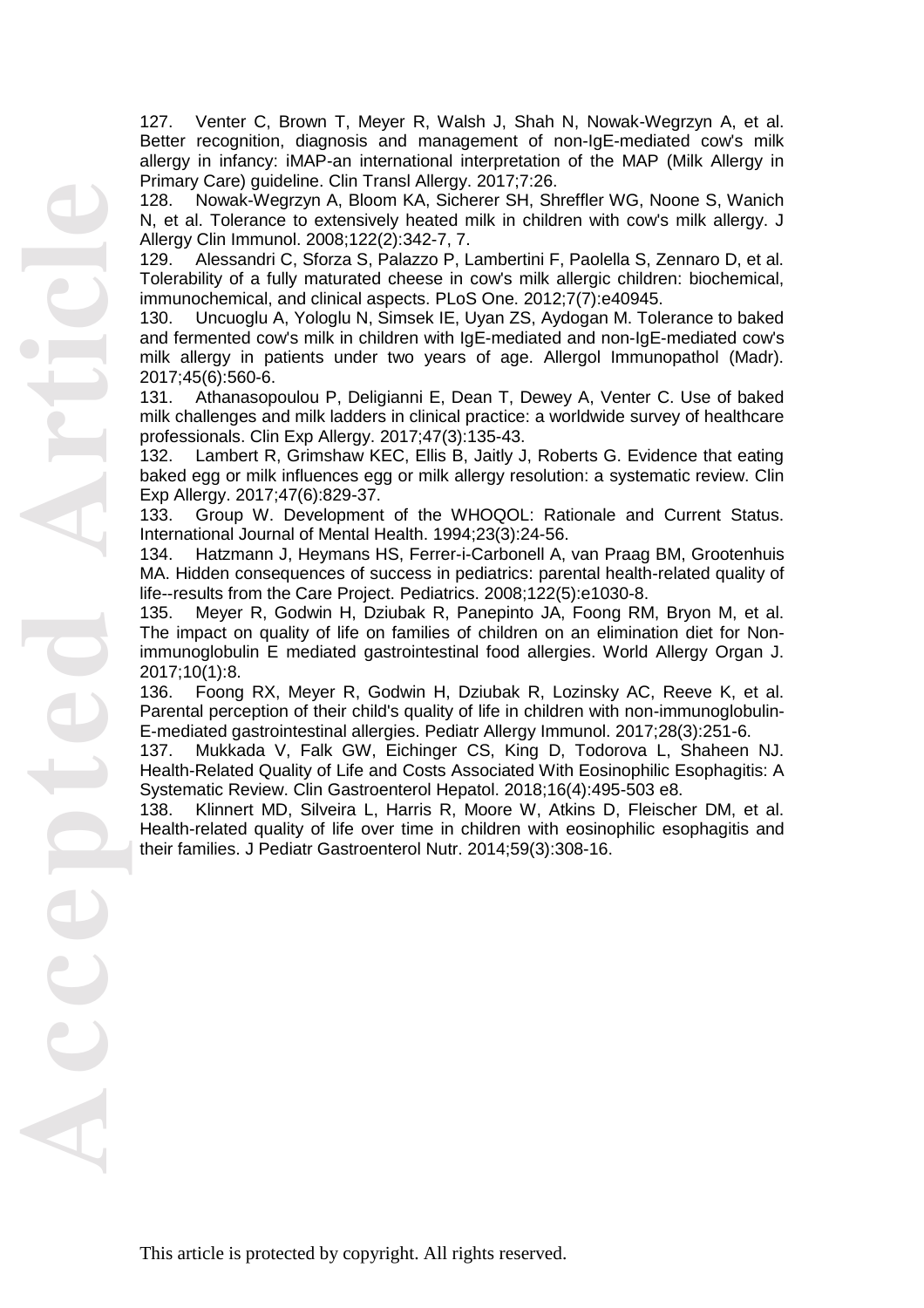127. Venter C, Brown T, Meyer R, Walsh J, Shah N, Nowak-Wegrzyn A, et al. Better recognition, diagnosis and management of non-IgE-mediated cow's milk allergy in infancy: iMAP-an international interpretation of the MAP (Milk Allergy in Primary Care) guideline. Clin Transl Allergy. 2017;7:26.

128. Nowak-Wegrzyn A, Bloom KA, Sicherer SH, Shreffler WG, Noone S, Wanich N, et al. Tolerance to extensively heated milk in children with cow's milk allergy. J Allergy Clin Immunol. 2008;122(2):342-7, 7.

129. Alessandri C, Sforza S, Palazzo P, Lambertini F, Paolella S, Zennaro D, et al. Tolerability of a fully maturated cheese in cow's milk allergic children: biochemical, immunochemical, and clinical aspects. PLoS One. 2012;7(7):e40945.

130. Uncuoglu A, Yologlu N, Simsek IE, Uyan ZS, Aydogan M. Tolerance to baked and fermented cow's milk in children with IgE-mediated and non-IgE-mediated cow's milk allergy in patients under two years of age. Allergol Immunopathol (Madr). 2017;45(6):560-6.

131. Athanasopoulou P, Deligianni E, Dean T, Dewey A, Venter C. Use of baked milk challenges and milk ladders in clinical practice: a worldwide survey of healthcare professionals. Clin Exp Allergy. 2017;47(3):135-43.

132. Lambert R, Grimshaw KEC, Ellis B, Jaitly J, Roberts G. Evidence that eating baked egg or milk influences egg or milk allergy resolution: a systematic review. Clin Exp Allergy. 2017;47(6):829-37.

133. Group W. Development of the WHOQOL: Rationale and Current Status. International Journal of Mental Health. 1994;23(3):24-56.

134. Hatzmann J, Heymans HS, Ferrer-i-Carbonell A, van Praag BM, Grootenhuis MA. Hidden consequences of success in pediatrics: parental health-related quality of life--results from the Care Project. Pediatrics. 2008;122(5):e1030-8.

135. Meyer R, Godwin H, Dziubak R, Panepinto JA, Foong RM, Bryon M, et al. The impact on quality of life on families of children on an elimination diet for Non-immunoglobulin E mediated gastrointestinal food allergies. World Allergy Organ J. 2017;10(1):8.

136. Foong RX, Meyer R, Godwin H, Dziubak R, Lozinsky AC, Reeve K, et al. Parental perception of their child's quality of life in children with non-immunoglobulin-E-mediated gastrointestinal allergies. Pediatr Allergy Immunol. 2017;28(3):251-6.

137. Mukkada V, Falk GW, Eichinger CS, King D, Todorova L, Shaheen NJ. Health-Related Quality of Life and Costs Associated With Eosinophilic Esophagitis: A Systematic Review. Clin Gastroenterol Hepatol. 2018;16(4):495-503 e8.

138. Klinnert MD, Silveira L, Harris R, Moore W, Atkins D, Fleischer DM, et al. Health-related quality of life over time in children with eosinophilic esophagitis and their families. J Pediatr Gastroenterol Nutr. 2014;59(3):308-16.